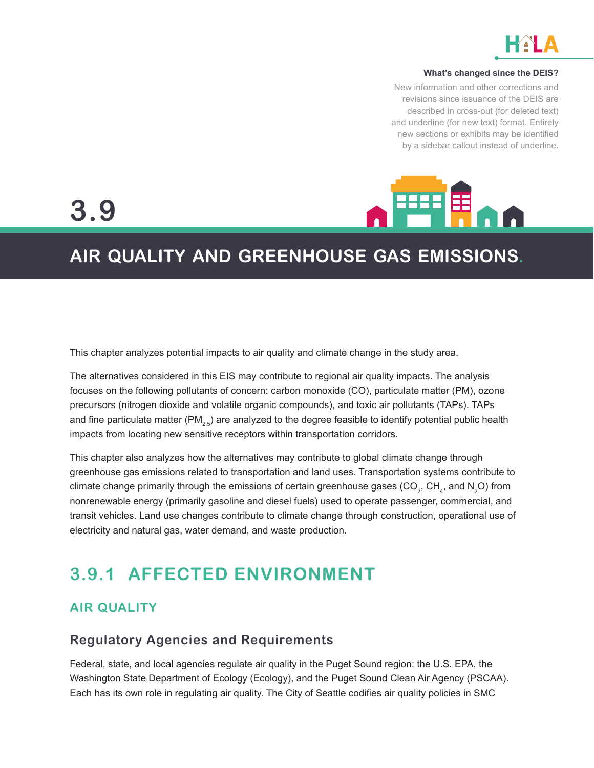**What's changed since the DEIS?**

New information and other corrections and revisions since issuance of the DEIS are described in cross-out (for deleted text) and underline (for new text) format. Entirely new sections or exhibits may be identified by a sidebar callout instead of underline.

# 3.9 AIR QUALITY AND GREENHOUSE GAS EMISSIONS.

This chapter analyzes potential impacts to air quality and climate change in the study area.

The alternatives considered in this EIS may contribute to regional air quality impacts. The analysis focuses on the following pollutants of concern: carbon monoxide (CO), particulate matter (PM), ozone precursors (nitrogen dioxide and volatile organic compounds), and toxic air pollutants (TAPs). TAPs and fine particulate matter ($PM_{2.5}$) are analyzed to the degree feasible to identify potential public health impacts from locating new sensitive receptors within transportation corridors.

This chapter also analyzes how the alternatives may contribute to global climate change through greenhouse gas emissions related to transportation and land uses. Transportation systems contribute to climate change primarily through the emissions of certain greenhouse gases ($CO_2$, $CH_4$, and $N_2O$) from nonrenewable energy (primarily gasoline and diesel fuels) used to operate passenger, commercial, and transit vehicles. Land use changes contribute to climate change through construction, operational use of electricity and natural gas, water demand, and waste production.

## 3.9.1 AFFECTED ENVIRONMENT

### AIR QUALITY

#### Regulatory Agencies and Requirements

Federal, state, and local agencies regulate air quality in the Puget Sound region: the U.S. EPA, the Washington State Department of Ecology (Ecology), and the Puget Sound Clean Air Agency (PSCAA). Each has its own role in regulating air quality. The City of Seattle codifies air quality policies in SMC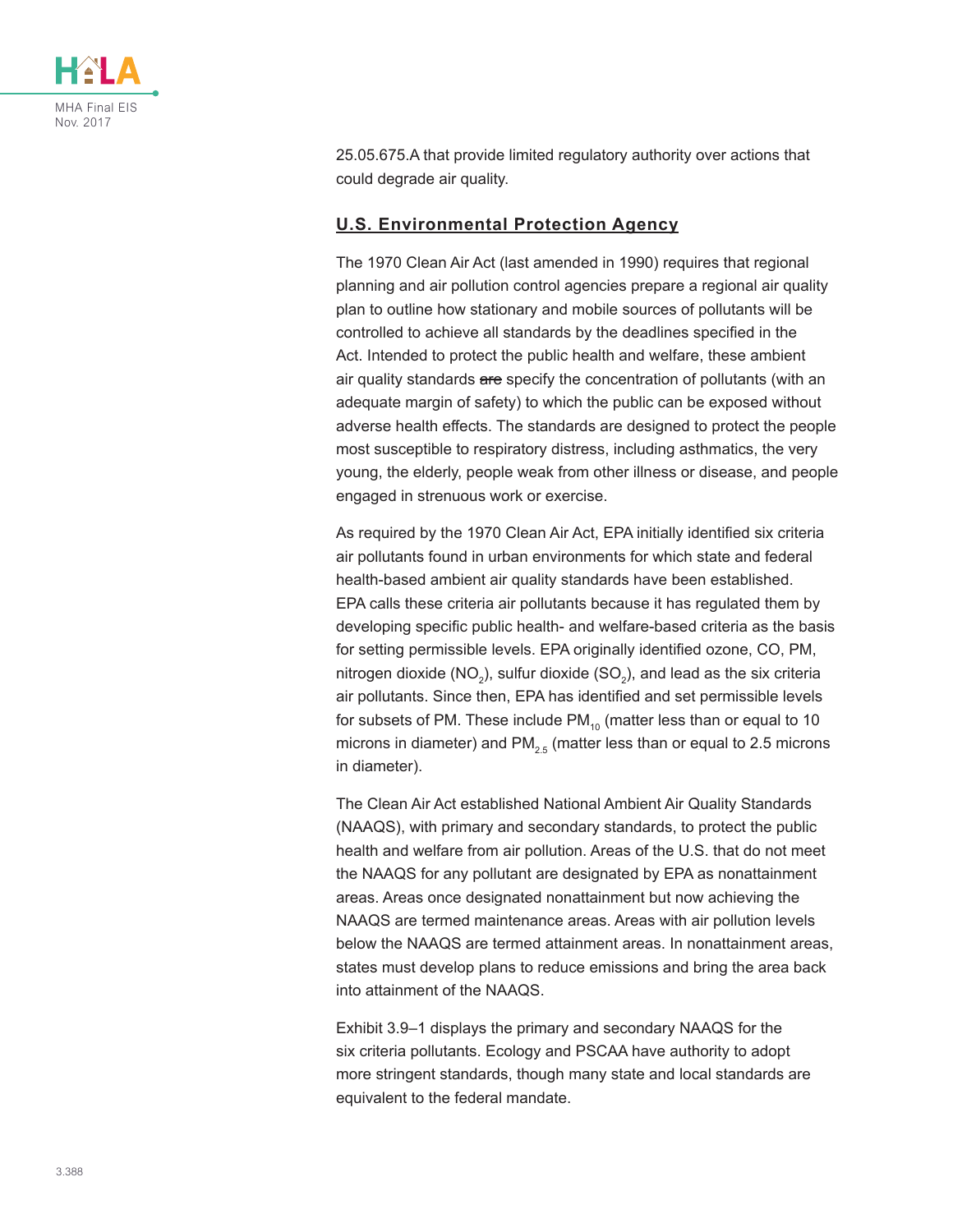25.05.675.A that provide limited regulatory authority over actions that could degrade air quality.

### U.S. Environmental Protection Agency

The 1970 Clean Air Act (last amended in 1990) requires that regional planning and air pollution control agencies prepare a regional air quality plan to outline how stationary and mobile sources of pollutants will be controlled to achieve all standards by the deadlines specified in the Act. Intended to protect the public health and welfare, these ambient air quality standards ~~are~~ specify the concentration of pollutants (with an adequate margin of safety) to which the public can be exposed without adverse health effects. The standards are designed to protect the people most susceptible to respiratory distress, including asthmatics, the very young, the elderly, people weak from other illness or disease, and people engaged in strenuous work or exercise.

As required by the 1970 Clean Air Act, EPA initially identified six criteria air pollutants found in urban environments for which state and federal health-based ambient air quality standards have been established. EPA calls these criteria air pollutants because it has regulated them by developing specific public health- and welfare-based criteria as the basis for setting permissible levels. EPA originally identified ozone, CO, PM, nitrogen dioxide ($NO_2$), sulfur dioxide ($SO_2$), and lead as the six criteria air pollutants. Since then, EPA has identified and set permissible levels for subsets of PM. These include $PM_{10}$ (matter less than or equal to 10 microns in diameter) and $PM_{2.5}$ (matter less than or equal to 2.5 microns in diameter).

The Clean Air Act established National Ambient Air Quality Standards (NAAQS), with primary and secondary standards, to protect the public health and welfare from air pollution. Areas of the U.S. that do not meet the NAAQS for any pollutant are designated by EPA as nonattainment areas. Areas once designated nonattainment but now achieving the NAAQS are termed maintenance areas. Areas with air pollution levels below the NAAQS are termed attainment areas. In nonattainment areas, states must develop plans to reduce emissions and bring the area back into attainment of the NAAQS.

Exhibit 3.9–1 displays the primary and secondary NAAQS for the six criteria pollutants. Ecology and PSCAA have authority to adopt more stringent standards, though many state and local standards are equivalent to the federal mandate.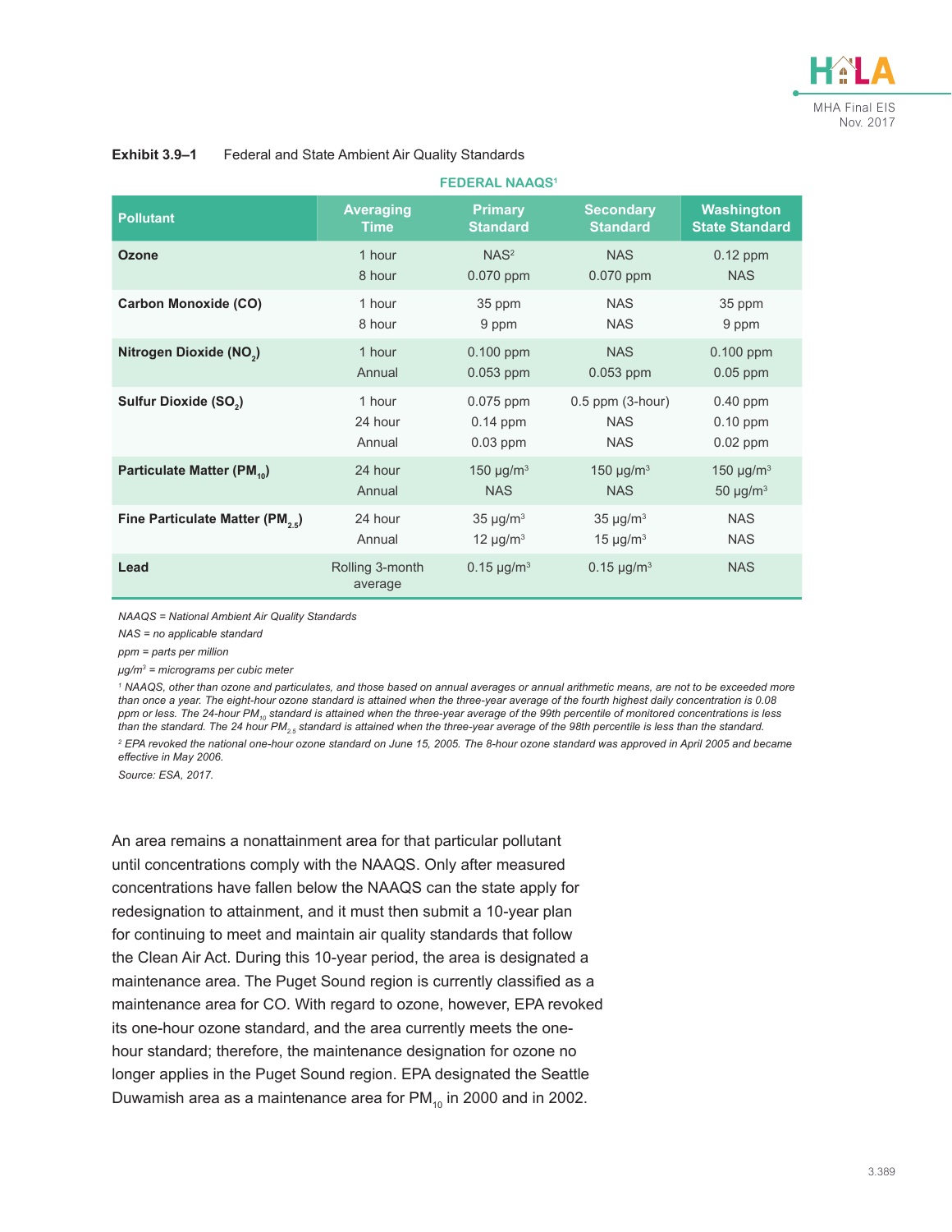**Exhibit 3.9–1** Federal and State Ambient Air Quality Standards

| Pollutant | Averaging Time | Primary Standard | Secondary Standard | Washington State Standard |
|---|---|---|---|---|
| | | FEDERAL NAAQS[1] | | |
| **Ozone** | 1 hour<br>8 hour | NAS[2]<br>0.070 ppm | NAS<br>0.070 ppm | 0.12 ppm<br>NAS |
| **Carbon Monoxide (CO)** | 1 hour<br>8 hour | 35 ppm<br>9 ppm | NAS<br>NAS | 35 ppm<br>9 ppm |
| **Nitrogen Dioxide ($NO_2$)** | 1 hour<br>Annual | 0.100 ppm<br>0.053 ppm | NAS<br>0.053 ppm | 0.100 ppm<br>0.05 ppm |
| **Sulfur Dioxide ($SO_2$)** | 1 hour<br>24 hour<br>Annual | 0.075 ppm<br>0.14 ppm<br>0.03 ppm | 0.5 ppm (3-hour)<br>NAS<br>NAS | 0.40 ppm<br>0.10 ppm<br>0.02 ppm |
| **Particulate Matter ($PM_{10}$)** | 24 hour<br>Annual | 150 μg/m³<br>NAS | 150 μg/m³<br>NAS | 150 μg/m³<br>50 μg/m³ |
| **Fine Particulate Matter ($PM_{2.5}$)** | 24 hour<br>Annual | 35 μg/m³<br>12 μg/m³ | 35 μg/m³<br>15 μg/m³ | NAS<br>NAS |
| **Lead** | Rolling 3-month average | 0.15 μg/m³ | 0.15 μg/m³ | NAS |

*NAAQS = National Ambient Air Quality Standards*

*NAS = no applicable standard*

*ppm = parts per million*

*μg/m³ = micrograms per cubic meter*

*[1] NAAQS, other than ozone and particulates, and those based on annual averages or annual arithmetic means, are not to be exceeded more than once a year. The eight-hour ozone standard is attained when the three-year average of the fourth highest daily concentration is 0.08 ppm or less. The 24-hour $PM_{10}$ standard is attained when the three-year average of the 99th percentile of monitored concentrations is less than the standard. The 24 hour $PM_{2.5}$ standard is attained when the three-year average of the 98th percentile is less than the standard.*

*[2] EPA revoked the national one-hour ozone standard on June 15, 2005. The 8-hour ozone standard was approved in April 2005 and became effective in May 2006.*

*Source: ESA, 2017.*

An area remains a nonattainment area for that particular pollutant until concentrations comply with the NAAQS. Only after measured concentrations have fallen below the NAAQS can the state apply for redesignation to attainment, and it must then submit a 10-year plan for continuing to meet and maintain air quality standards that follow the Clean Air Act. During this 10-year period, the area is designated a maintenance area. The Puget Sound region is currently classified as a maintenance area for CO. With regard to ozone, however, EPA revoked its one-hour ozone standard, and the area currently meets the one-hour standard; therefore, the maintenance designation for ozone no longer applies in the Puget Sound region. EPA designated the Seattle Duwamish area as a maintenance area for $PM_{10}$ in 2000 and in 2002.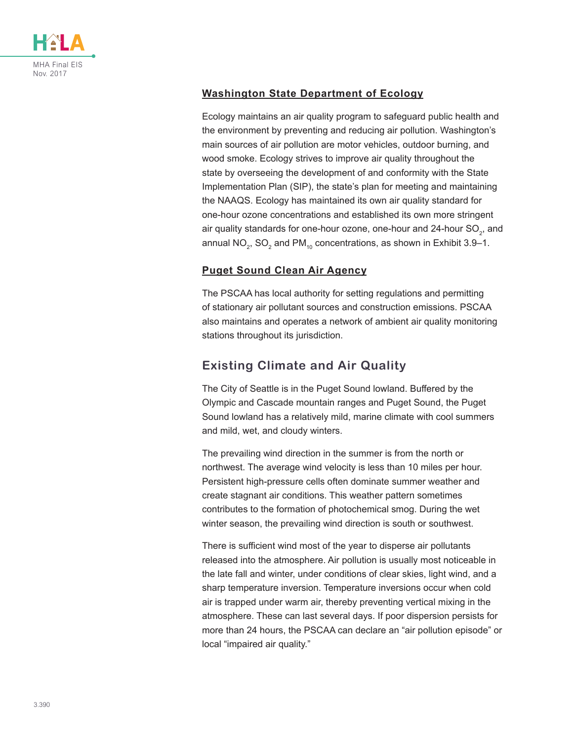### Washington State Department of Ecology

Ecology maintains an air quality program to safeguard public health and the environment by preventing and reducing air pollution. Washington's main sources of air pollution are motor vehicles, outdoor burning, and wood smoke. Ecology strives to improve air quality throughout the state by overseeing the development of and conformity with the State Implementation Plan (SIP), the state's plan for meeting and maintaining the NAAQS. Ecology has maintained its own air quality standard for one-hour ozone concentrations and established its own more stringent air quality standards for one-hour ozone, one-hour and 24-hour $SO_2$, and annual $NO_2$, $SO_2$ and $PM_{10}$ concentrations, as shown in Exhibit 3.9–1.

### Puget Sound Clean Air Agency

The PSCAA has local authority for setting regulations and permitting of stationary air pollutant sources and construction emissions. PSCAA also maintains and operates a network of ambient air quality monitoring stations throughout its jurisdiction.

## Existing Climate and Air Quality

The City of Seattle is in the Puget Sound lowland. Buffered by the Olympic and Cascade mountain ranges and Puget Sound, the Puget Sound lowland has a relatively mild, marine climate with cool summers and mild, wet, and cloudy winters.

The prevailing wind direction in the summer is from the north or northwest. The average wind velocity is less than 10 miles per hour. Persistent high-pressure cells often dominate summer weather and create stagnant air conditions. This weather pattern sometimes contributes to the formation of photochemical smog. During the wet winter season, the prevailing wind direction is south or southwest.

There is sufficient wind most of the year to disperse air pollutants released into the atmosphere. Air pollution is usually most noticeable in the late fall and winter, under conditions of clear skies, light wind, and a sharp temperature inversion. Temperature inversions occur when cold air is trapped under warm air, thereby preventing vertical mixing in the atmosphere. These can last several days. If poor dispersion persists for more than 24 hours, the PSCAA can declare an "air pollution episode" or local "impaired air quality."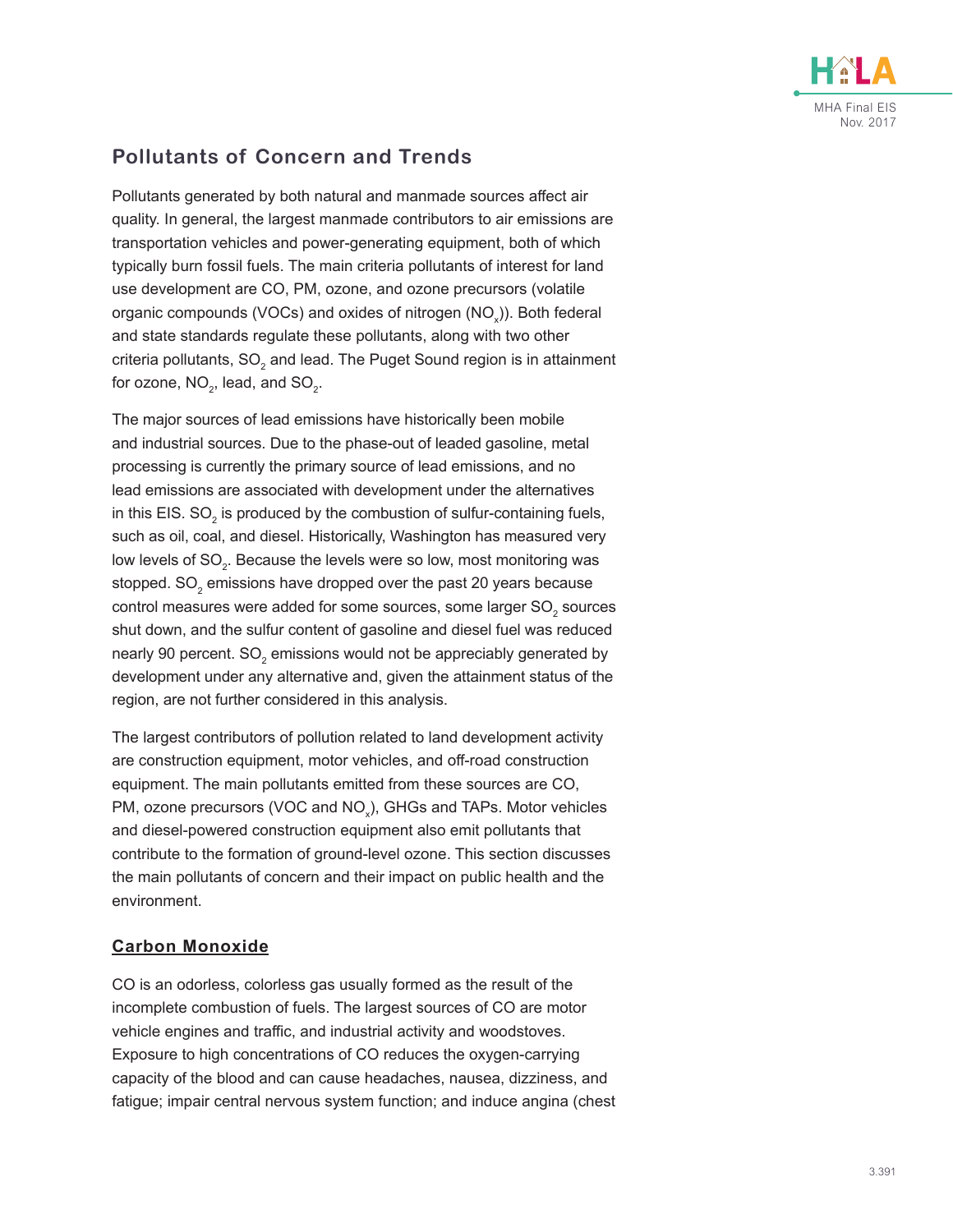## Pollutants of Concern and Trends

Pollutants generated by both natural and manmade sources affect air quality. In general, the largest manmade contributors to air emissions are transportation vehicles and power-generating equipment, both of which typically burn fossil fuels. The main criteria pollutants of interest for land use development are CO, PM, ozone, and ozone precursors (volatile organic compounds (VOCs) and oxides of nitrogen ($NO_x$)). Both federal and state standards regulate these pollutants, along with two other criteria pollutants, $SO_2$ and lead. The Puget Sound region is in attainment for ozone, $NO_2$, lead, and $SO_2$.

The major sources of lead emissions have historically been mobile and industrial sources. Due to the phase-out of leaded gasoline, metal processing is currently the primary source of lead emissions, and no lead emissions are associated with development under the alternatives in this EIS. $SO_2$ is produced by the combustion of sulfur-containing fuels, such as oil, coal, and diesel. Historically, Washington has measured very low levels of $SO_2$. Because the levels were so low, most monitoring was stopped. $SO_2$ emissions have dropped over the past 20 years because control measures were added for some sources, some larger $SO_2$ sources shut down, and the sulfur content of gasoline and diesel fuel was reduced nearly 90 percent. $SO_2$ emissions would not be appreciably generated by development under any alternative and, given the attainment status of the region, are not further considered in this analysis.

The largest contributors of pollution related to land development activity are construction equipment, motor vehicles, and off-road construction equipment. The main pollutants emitted from these sources are CO, PM, ozone precursors (VOC and $NO_x$), GHGs and TAPs. Motor vehicles and diesel-powered construction equipment also emit pollutants that contribute to the formation of ground-level ozone. This section discusses the main pollutants of concern and their impact on public health and the environment.

### Carbon Monoxide

CO is an odorless, colorless gas usually formed as the result of the incomplete combustion of fuels. The largest sources of CO are motor vehicle engines and traffic, and industrial activity and woodstoves. Exposure to high concentrations of CO reduces the oxygen-carrying capacity of the blood and can cause headaches, nausea, dizziness, and fatigue; impair central nervous system function; and induce angina (chest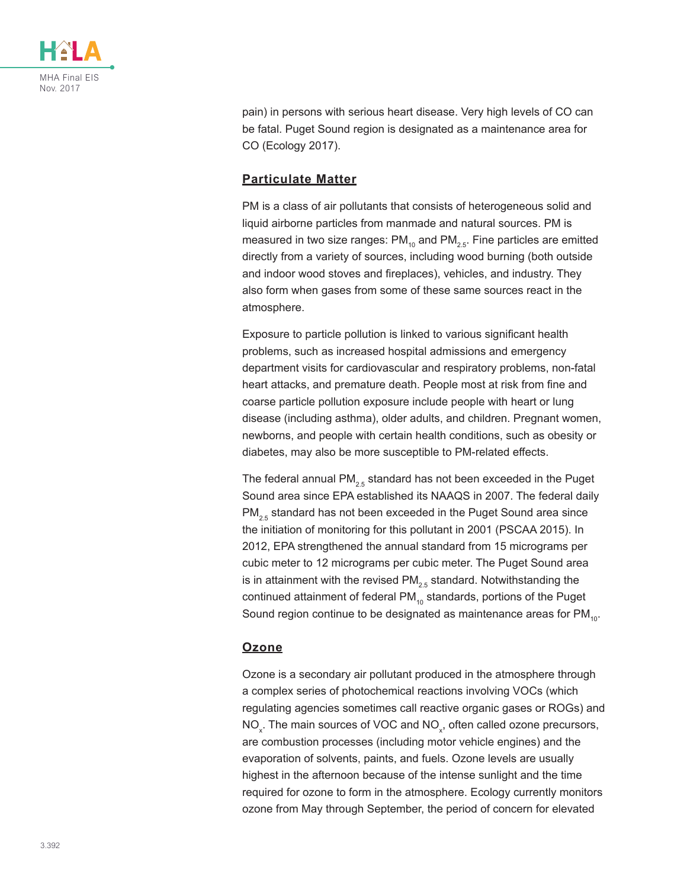pain) in persons with serious heart disease. Very high levels of CO can be fatal. Puget Sound region is designated as a maintenance area for CO (Ecology 2017).

### Particulate Matter

PM is a class of air pollutants that consists of heterogeneous solid and liquid airborne particles from manmade and natural sources. PM is measured in two size ranges: $PM_{10}$ and $PM_{2.5}$. Fine particles are emitted directly from a variety of sources, including wood burning (both outside and indoor wood stoves and fireplaces), vehicles, and industry. They also form when gases from some of these same sources react in the atmosphere.

Exposure to particle pollution is linked to various significant health problems, such as increased hospital admissions and emergency department visits for cardiovascular and respiratory problems, non-fatal heart attacks, and premature death. People most at risk from fine and coarse particle pollution exposure include people with heart or lung disease (including asthma), older adults, and children. Pregnant women, newborns, and people with certain health conditions, such as obesity or diabetes, may also be more susceptible to PM-related effects.

The federal annual $PM_{2.5}$ standard has not been exceeded in the Puget Sound area since EPA established its NAAQS in 2007. The federal daily $PM_{2.5}$ standard has not been exceeded in the Puget Sound area since the initiation of monitoring for this pollutant in 2001 (PSCAA 2015). In 2012, EPA strengthened the annual standard from 15 micrograms per cubic meter to 12 micrograms per cubic meter. The Puget Sound area is in attainment with the revised $PM_{2.5}$ standard. Notwithstanding the continued attainment of federal $PM_{10}$ standards, portions of the Puget Sound region continue to be designated as maintenance areas for $PM_{10}$.

### Ozone

Ozone is a secondary air pollutant produced in the atmosphere through a complex series of photochemical reactions involving VOCs (which regulating agencies sometimes call reactive organic gases or ROGs) and $NO_x$. The main sources of VOC and $NO_x$, often called ozone precursors, are combustion processes (including motor vehicle engines) and the evaporation of solvents, paints, and fuels. Ozone levels are usually highest in the afternoon because of the intense sunlight and the time required for ozone to form in the atmosphere. Ecology currently monitors ozone from May through September, the period of concern for elevated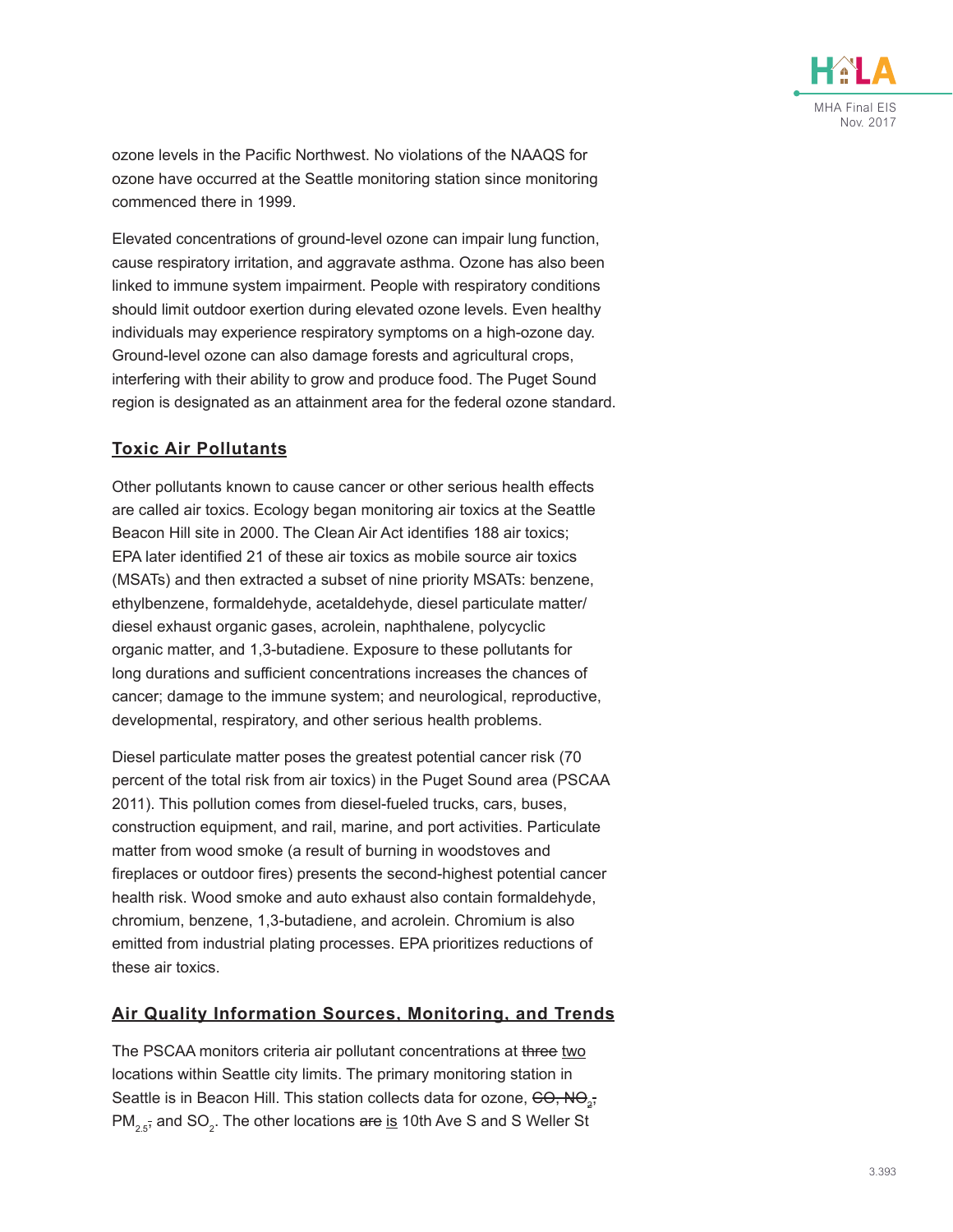ozone levels in the Pacific Northwest. No violations of the NAAQS for ozone have occurred at the Seattle monitoring station since monitoring commenced there in 1999.

Elevated concentrations of ground-level ozone can impair lung function, cause respiratory irritation, and aggravate asthma. Ozone has also been linked to immune system impairment. People with respiratory conditions should limit outdoor exertion during elevated ozone levels. Even healthy individuals may experience respiratory symptoms on a high-ozone day. Ground-level ozone can also damage forests and agricultural crops, interfering with their ability to grow and produce food. The Puget Sound region is designated as an attainment area for the federal ozone standard.

## Toxic Air Pollutants

Other pollutants known to cause cancer or other serious health effects are called air toxics. Ecology began monitoring air toxics at the Seattle Beacon Hill site in 2000. The Clean Air Act identifies 188 air toxics; EPA later identified 21 of these air toxics as mobile source air toxics (MSATs) and then extracted a subset of nine priority MSATs: benzene, ethylbenzene, formaldehyde, acetaldehyde, diesel particulate matter/ diesel exhaust organic gases, acrolein, naphthalene, polycyclic organic matter, and 1,3-butadiene. Exposure to these pollutants for long durations and sufficient concentrations increases the chances of cancer; damage to the immune system; and neurological, reproductive, developmental, respiratory, and other serious health problems.

Diesel particulate matter poses the greatest potential cancer risk (70 percent of the total risk from air toxics) in the Puget Sound area (PSCAA 2011). This pollution comes from diesel-fueled trucks, cars, buses, construction equipment, and rail, marine, and port activities. Particulate matter from wood smoke (a result of burning in woodstoves and fireplaces or outdoor fires) presents the second-highest potential cancer health risk. Wood smoke and auto exhaust also contain formaldehyde, chromium, benzene, 1,3-butadiene, and acrolein. Chromium is also emitted from industrial plating processes. EPA prioritizes reductions of these air toxics.

## Air Quality Information Sources, Monitoring, and Trends

The PSCAA monitors criteria air pollutant concentrations at ~~three~~ two locations within Seattle city limits. The primary monitoring station in Seattle is in Beacon Hill. This station collects data for ozone, ~~CO, $NO_2$,~~ $PM_{2.5}$~~,~~ and $SO_2$. The other locations ~~are~~ is 10th Ave S and S Weller St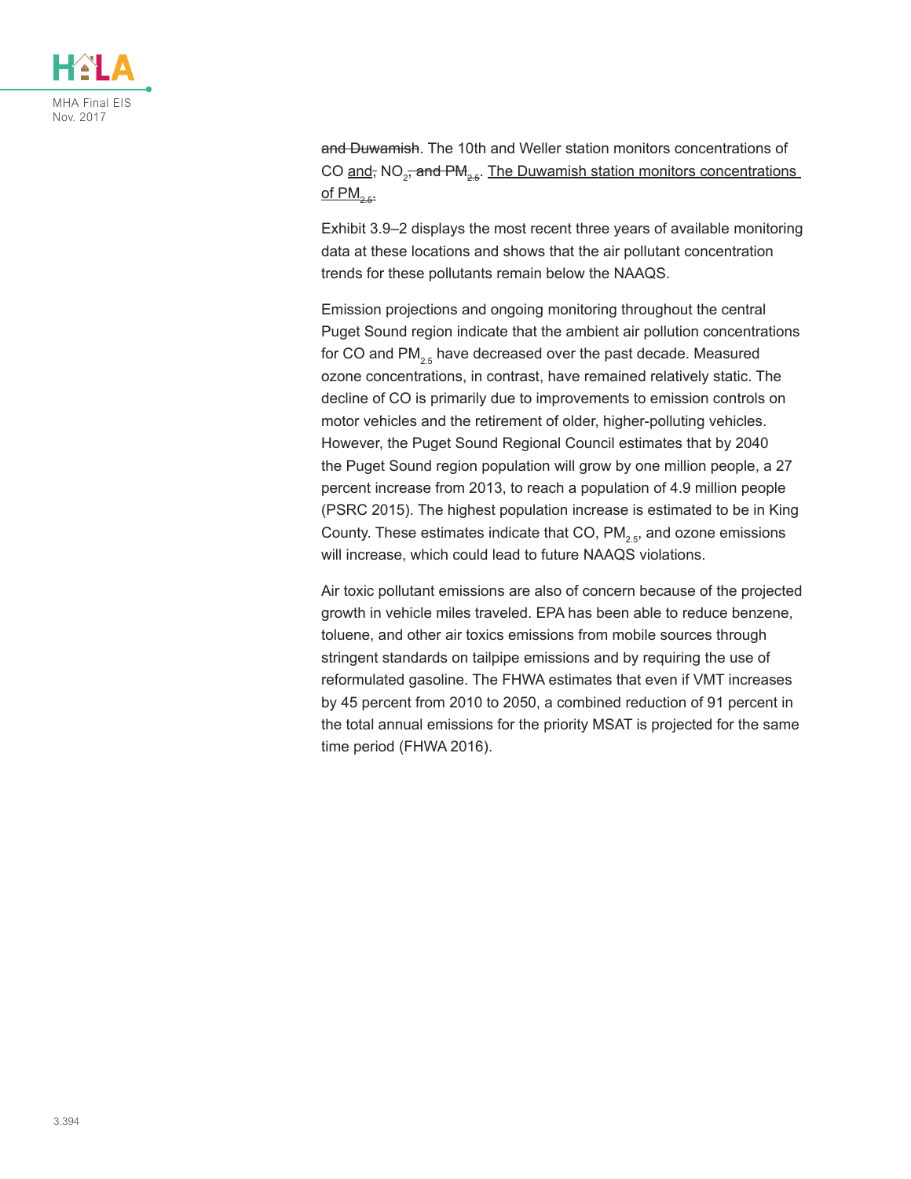~~and Duwamish~~. The 10th and Weller station monitors concentrations of CO and~~,~~ $NO_2$~~, and $PM_{2.5}$~~. The Duwamish station monitors concentrations of $PM_{2.5}$.

Exhibit 3.9–2 displays the most recent three years of available monitoring data at these locations and shows that the air pollutant concentration trends for these pollutants remain below the NAAQS.

Emission projections and ongoing monitoring throughout the central Puget Sound region indicate that the ambient air pollution concentrations for CO and $PM_{2.5}$ have decreased over the past decade. Measured ozone concentrations, in contrast, have remained relatively static. The decline of CO is primarily due to improvements to emission controls on motor vehicles and the retirement of older, higher-polluting vehicles. However, the Puget Sound Regional Council estimates that by 2040 the Puget Sound region population will grow by one million people, a 27 percent increase from 2013, to reach a population of 4.9 million people (PSRC 2015). The highest population increase is estimated to be in King County. These estimates indicate that CO, $PM_{2.5}$, and ozone emissions will increase, which could lead to future NAAQS violations.

Air toxic pollutant emissions are also of concern because of the projected growth in vehicle miles traveled. EPA has been able to reduce benzene, toluene, and other air toxics emissions from mobile sources through stringent standards on tailpipe emissions and by requiring the use of reformulated gasoline. The FHWA estimates that even if VMT increases by 45 percent from 2010 to 2050, a combined reduction of 91 percent in the total annual emissions for the priority MSAT is projected for the same time period (FHWA 2016).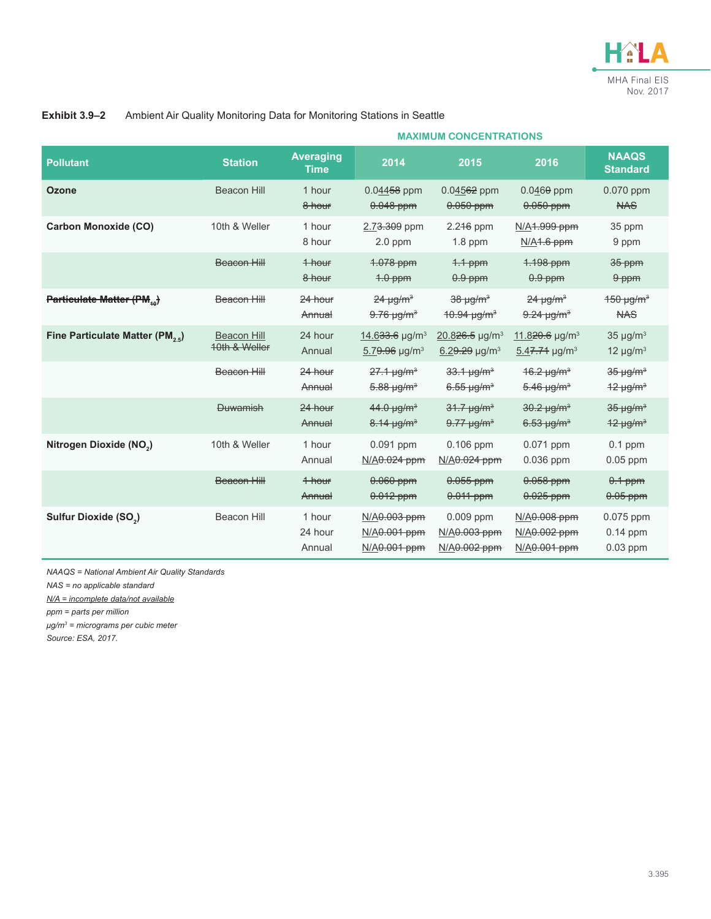**Exhibit 3.9–2** Ambient Air Quality Monitoring Data for Monitoring Stations in Seattle

| Pollutant | Station | Averaging Time | MAXIMUM CONCENTRATIONS 2014 | 2015 | 2016 | NAAQS Standard |
|---|---|---|---|---|---|---|
| **Ozone** | Beacon Hill | 1 hour<br>~~8 hour~~ | 0.044~~58~~ ppm<br>~~0.048 ppm~~ | 0.045~~62~~ ppm<br>~~0.050 ppm~~ | 0.046~~0~~ ppm<br>~~0.050 ppm~~ | 0.070 ppm<br>~~NAS~~ |
| **Carbon Monoxide (CO)** | 10th & Weller | 1 hour<br>8 hour | 2.7~~3.309~~ ppm<br>2.0 ppm | 2.2~~16~~ ppm<br>1.8 ppm | N/A~~1.999 ppm~~<br>N/A~~1.6 ppm~~ | 35 ppm<br>9 ppm |
| | ~~Beacon Hill~~ | ~~1 hour~~<br>~~8 hour~~ | ~~1.078 ppm~~<br>~~1.0 ppm~~ | ~~1.1 ppm~~<br>~~0.9 ppm~~ | ~~1.198 ppm~~<br>~~0.9 ppm~~ | ~~35 ppm~~<br>~~9 ppm~~ |
| ~~**Particulate Matter ($PM_{10}$)**~~ | ~~Beacon Hill~~ | ~~24 hour~~<br>~~Annual~~ | ~~24 $\mu g/m^3$~~<br>~~9.76 $\mu g/m^3$~~ | ~~38 $\mu g/m^3$~~<br>~~10.94 $\mu g/m^3$~~ | ~~24 $\mu g/m^3$~~<br>~~9.24 $\mu g/m^3$~~ | ~~150 $\mu g/m^3$~~<br>~~NAS~~ |
| **Fine Particulate Matter ($PM_{2.5}$)** | Beacon Hill<br>~~10th & Weller~~ | 24 hour<br>Annual | 14.6~~33.6~~ $\mu g/m^3$<br>5.7~~9.96~~ $\mu g/m^3$ | 20.8~~26.5~~ $\mu g/m^3$<br>6.2~~9.29~~ $\mu g/m^3$ | 11.8~~20.6~~ $\mu g/m^3$<br>5.4~~7.71~~ $\mu g/m^3$ | 35 $\mu g/m^3$<br>12 $\mu g/m^3$ |
| | ~~Beacon Hill~~ | ~~24 hour~~<br>~~Annual~~ | ~~27.1 $\mu g/m^3$~~<br>~~5.88 $\mu g/m^3$~~ | ~~33.1 $\mu g/m^3$~~<br>~~6.55 $\mu g/m^3$~~ | ~~16.2 $\mu g/m^3$~~<br>~~5.46 $\mu g/m^3$~~ | ~~35 $\mu g/m^3$~~<br>~~12 $\mu g/m^3$~~ |
| | ~~Duwamish~~ | ~~24 hour~~<br>~~Annual~~ | ~~44.0 $\mu g/m^3$~~<br>~~8.14 $\mu g/m^3$~~ | ~~31.7 $\mu g/m^3$~~<br>~~9.77 $\mu g/m^3$~~ | ~~30.2 $\mu g/m^3$~~<br>~~6.53 $\mu g/m^3$~~ | ~~35 $\mu g/m^3$~~<br>~~12 $\mu g/m^3$~~ |
| **Nitrogen Dioxide ($NO_2$)** | 10th & Weller | 1 hour<br>Annual | 0.091 ppm<br>N/A~~0.024 ppm~~ | 0.106 ppm<br>N/A~~0.024 ppm~~ | 0.071 ppm<br>0.036 ppm | 0.1 ppm<br>0.05 ppm |
| | ~~Beacon Hill~~ | ~~1 hour~~<br>~~Annual~~ | ~~0.060 ppm~~<br>~~0.012 ppm~~ | ~~0.055 ppm~~<br>~~0.011 ppm~~ | ~~0.058 ppm~~<br>~~0.025 ppm~~ | ~~0.1 ppm~~<br>~~0.05 ppm~~ |
| **Sulfur Dioxide ($SO_2$)** | Beacon Hill | 1 hour<br>24 hour<br>Annual | N/A~~0.003 ppm~~<br>N/A~~0.001 ppm~~<br>N/A~~0.001 ppm~~ | 0.009 ppm<br>N/A~~0.003 ppm~~<br>N/A~~0.002 ppm~~ | N/A~~0.008 ppm~~<br>N/A~~0.002 ppm~~<br>N/A~~0.001 ppm~~ | 0.075 ppm<br>0.14 ppm<br>0.03 ppm |

*NAAQS = National Ambient Air Quality Standards*

*NAS = no applicable standard*

*N/A = incomplete data/not available*

*ppm = parts per million*

*$\mu g/m^3$ = micrograms per cubic meter*

*Source: ESA, 2017.*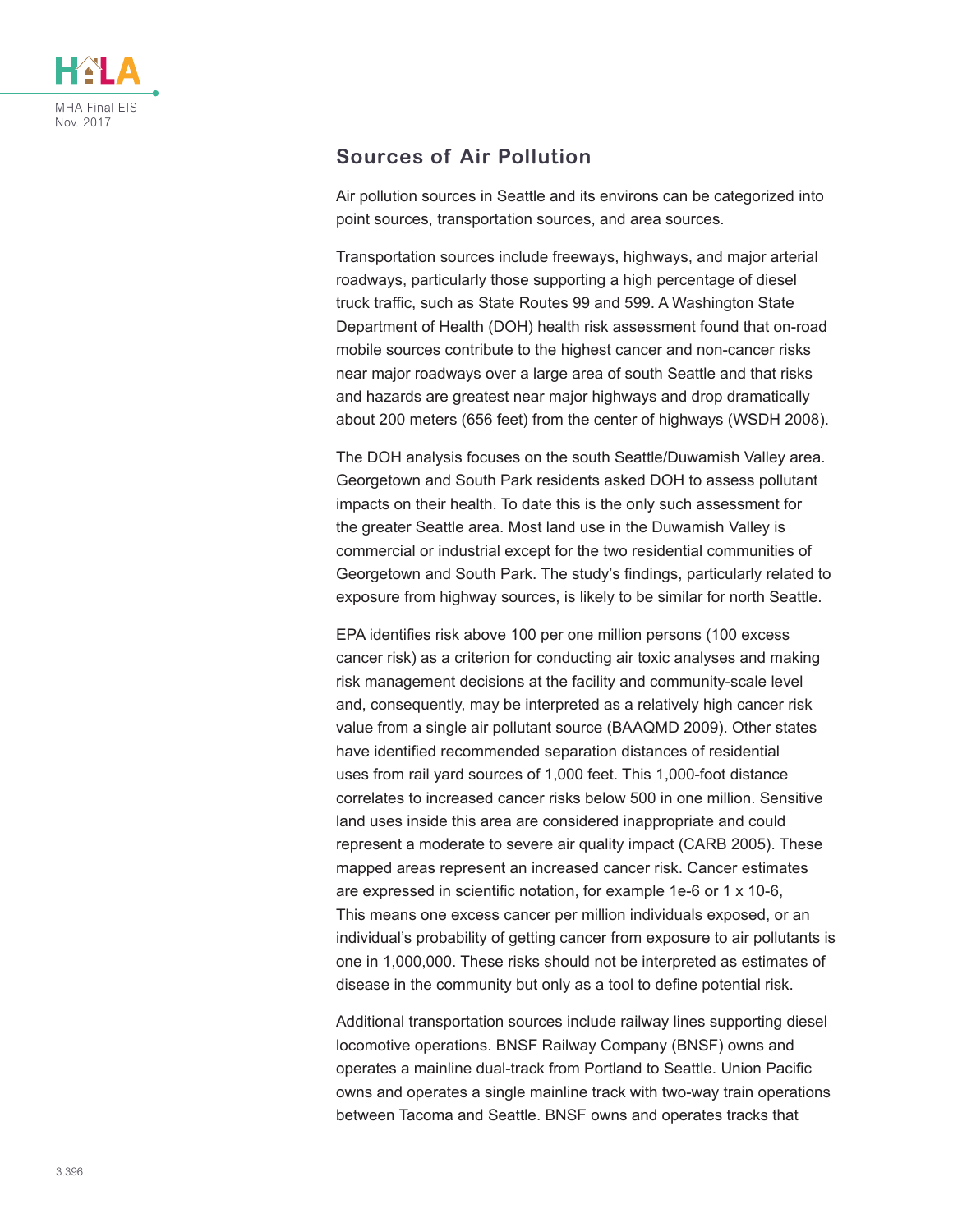## Sources of Air Pollution

Air pollution sources in Seattle and its environs can be categorized into point sources, transportation sources, and area sources.

Transportation sources include freeways, highways, and major arterial roadways, particularly those supporting a high percentage of diesel truck traffic, such as State Routes 99 and 599. A Washington State Department of Health (DOH) health risk assessment found that on-road mobile sources contribute to the highest cancer and non-cancer risks near major roadways over a large area of south Seattle and that risks and hazards are greatest near major highways and drop dramatically about 200 meters (656 feet) from the center of highways (WSDH 2008).

The DOH analysis focuses on the south Seattle/Duwamish Valley area. Georgetown and South Park residents asked DOH to assess pollutant impacts on their health. To date this is the only such assessment for the greater Seattle area. Most land use in the Duwamish Valley is commercial or industrial except for the two residential communities of Georgetown and South Park. The study's findings, particularly related to exposure from highway sources, is likely to be similar for north Seattle.

EPA identifies risk above 100 per one million persons (100 excess cancer risk) as a criterion for conducting air toxic analyses and making risk management decisions at the facility and community-scale level and, consequently, may be interpreted as a relatively high cancer risk value from a single air pollutant source (BAAQMD 2009). Other states have identified recommended separation distances of residential uses from rail yard sources of 1,000 feet. This 1,000-foot distance correlates to increased cancer risks below 500 in one million. Sensitive land uses inside this area are considered inappropriate and could represent a moderate to severe air quality impact (CARB 2005). These mapped areas represent an increased cancer risk. Cancer estimates are expressed in scientific notation, for example 1e-6 or 1 x 10-6, This means one excess cancer per million individuals exposed, or an individual's probability of getting cancer from exposure to air pollutants is one in 1,000,000. These risks should not be interpreted as estimates of disease in the community but only as a tool to define potential risk.

Additional transportation sources include railway lines supporting diesel locomotive operations. BNSF Railway Company (BNSF) owns and operates a mainline dual-track from Portland to Seattle. Union Pacific owns and operates a single mainline track with two-way train operations between Tacoma and Seattle. BNSF owns and operates tracks that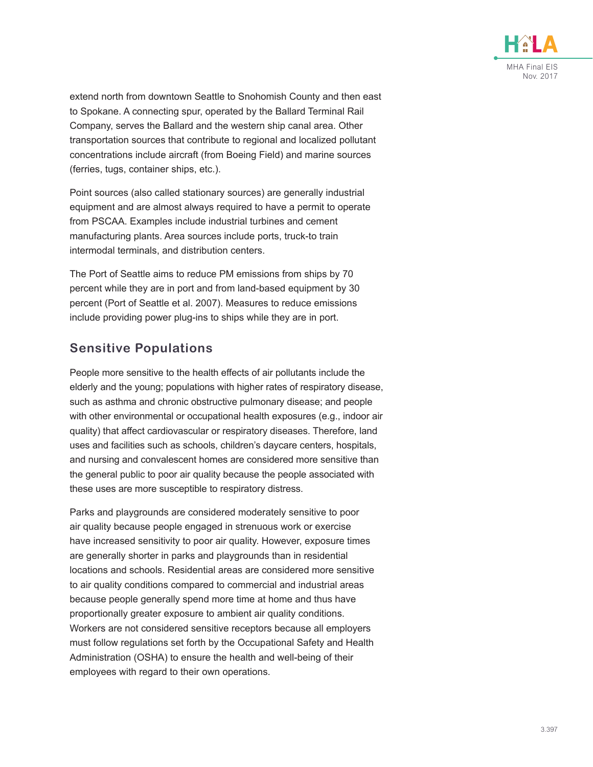extend north from downtown Seattle to Snohomish County and then east to Spokane. A connecting spur, operated by the Ballard Terminal Rail Company, serves the Ballard and the western ship canal area. Other transportation sources that contribute to regional and localized pollutant concentrations include aircraft (from Boeing Field) and marine sources (ferries, tugs, container ships, etc.).

Point sources (also called stationary sources) are generally industrial equipment and are almost always required to have a permit to operate from PSCAA. Examples include industrial turbines and cement manufacturing plants. Area sources include ports, truck-to train intermodal terminals, and distribution centers.

The Port of Seattle aims to reduce PM emissions from ships by 70 percent while they are in port and from land-based equipment by 30 percent (Port of Seattle et al. 2007). Measures to reduce emissions include providing power plug-ins to ships while they are in port.

## Sensitive Populations

People more sensitive to the health effects of air pollutants include the elderly and the young; populations with higher rates of respiratory disease, such as asthma and chronic obstructive pulmonary disease; and people with other environmental or occupational health exposures (e.g., indoor air quality) that affect cardiovascular or respiratory diseases. Therefore, land uses and facilities such as schools, children's daycare centers, hospitals, and nursing and convalescent homes are considered more sensitive than the general public to poor air quality because the people associated with these uses are more susceptible to respiratory distress.

Parks and playgrounds are considered moderately sensitive to poor air quality because people engaged in strenuous work or exercise have increased sensitivity to poor air quality. However, exposure times are generally shorter in parks and playgrounds than in residential locations and schools. Residential areas are considered more sensitive to air quality conditions compared to commercial and industrial areas because people generally spend more time at home and thus have proportionally greater exposure to ambient air quality conditions. Workers are not considered sensitive receptors because all employers must follow regulations set forth by the Occupational Safety and Health Administration (OSHA) to ensure the health and well-being of their employees with regard to their own operations.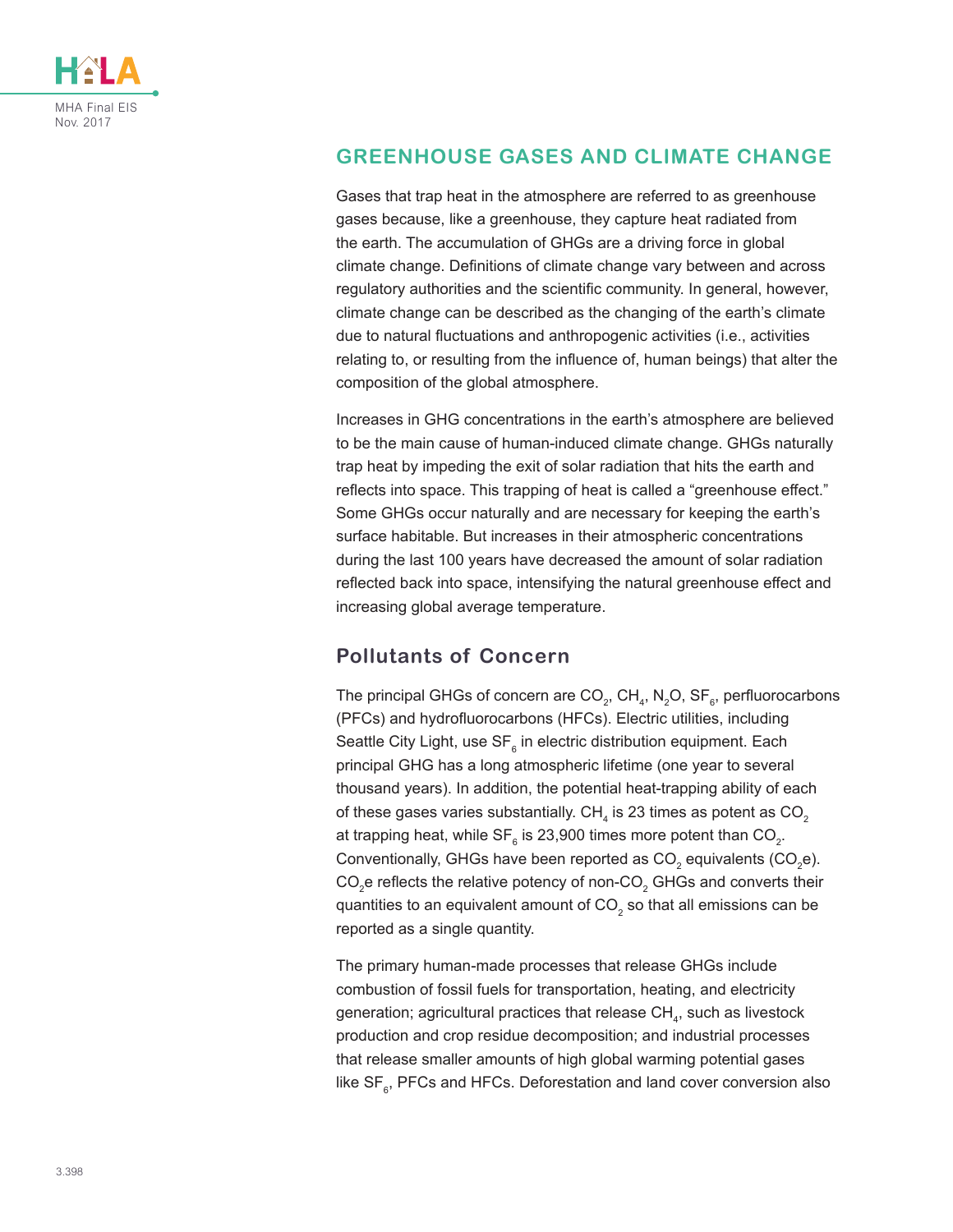## GREENHOUSE GASES AND CLIMATE CHANGE

Gases that trap heat in the atmosphere are referred to as greenhouse gases because, like a greenhouse, they capture heat radiated from the earth. The accumulation of GHGs are a driving force in global climate change. Definitions of climate change vary between and across regulatory authorities and the scientific community. In general, however, climate change can be described as the changing of the earth's climate due to natural fluctuations and anthropogenic activities (i.e., activities relating to, or resulting from the influence of, human beings) that alter the composition of the global atmosphere.

Increases in GHG concentrations in the earth's atmosphere are believed to be the main cause of human-induced climate change. GHGs naturally trap heat by impeding the exit of solar radiation that hits the earth and reflects into space. This trapping of heat is called a "greenhouse effect." Some GHGs occur naturally and are necessary for keeping the earth's surface habitable. But increases in their atmospheric concentrations during the last 100 years have decreased the amount of solar radiation reflected back into space, intensifying the natural greenhouse effect and increasing global average temperature.

### Pollutants of Concern

The principal GHGs of concern are $CO_2$, $CH_4$, $N_2O$, $SF_6$, perfluorocarbons (PFCs) and hydrofluorocarbons (HFCs). Electric utilities, including Seattle City Light, use $SF_6$ in electric distribution equipment. Each principal GHG has a long atmospheric lifetime (one year to several thousand years). In addition, the potential heat-trapping ability of each of these gases varies substantially. $CH_4$ is 23 times as potent as $CO_2$ at trapping heat, while $SF_6$ is 23,900 times more potent than $CO_2$. Conventionally, GHGs have been reported as $CO_2$ equivalents ($CO_2e$). $CO_2e$ reflects the relative potency of non-$CO_2$ GHGs and converts their quantities to an equivalent amount of $CO_2$ so that all emissions can be reported as a single quantity.

The primary human-made processes that release GHGs include combustion of fossil fuels for transportation, heating, and electricity generation; agricultural practices that release $CH_4$, such as livestock production and crop residue decomposition; and industrial processes that release smaller amounts of high global warming potential gases like $SF_6$, PFCs and HFCs. Deforestation and land cover conversion also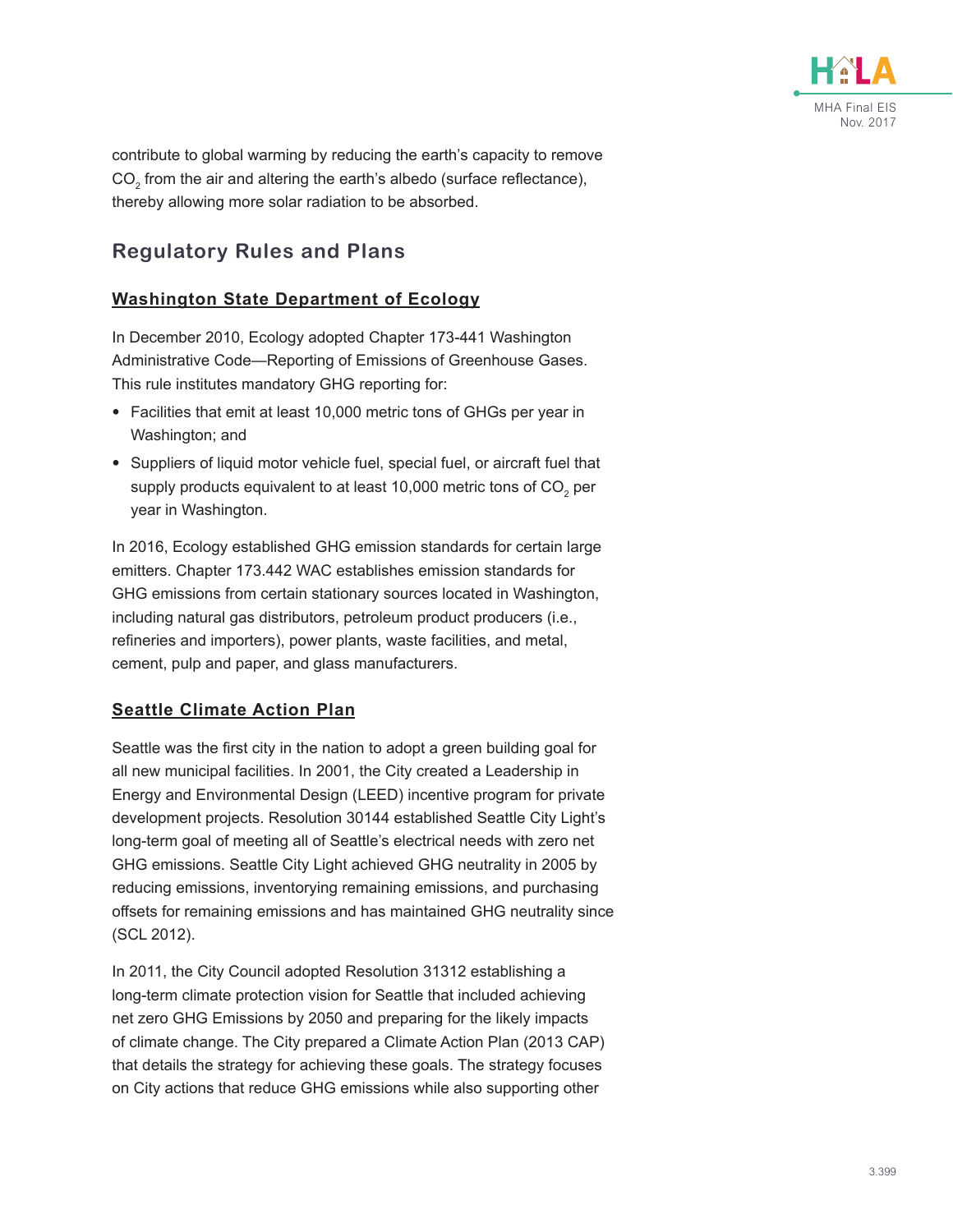contribute to global warming by reducing the earth's capacity to remove $CO_2$ from the air and altering the earth's albedo (surface reflectance), thereby allowing more solar radiation to be absorbed.

## Regulatory Rules and Plans

### Washington State Department of Ecology

In December 2010, Ecology adopted Chapter 173-441 Washington Administrative Code—Reporting of Emissions of Greenhouse Gases. This rule institutes mandatory GHG reporting for:

- Facilities that emit at least 10,000 metric tons of GHGs per year in Washington; and
- Suppliers of liquid motor vehicle fuel, special fuel, or aircraft fuel that supply products equivalent to at least 10,000 metric tons of $CO_2$ per year in Washington.

In 2016, Ecology established GHG emission standards for certain large emitters. Chapter 173.442 WAC establishes emission standards for GHG emissions from certain stationary sources located in Washington, including natural gas distributors, petroleum product producers (i.e., refineries and importers), power plants, waste facilities, and metal, cement, pulp and paper, and glass manufacturers.

### Seattle Climate Action Plan

Seattle was the first city in the nation to adopt a green building goal for all new municipal facilities. In 2001, the City created a Leadership in Energy and Environmental Design (LEED) incentive program for private development projects. Resolution 30144 established Seattle City Light's long-term goal of meeting all of Seattle's electrical needs with zero net GHG emissions. Seattle City Light achieved GHG neutrality in 2005 by reducing emissions, inventorying remaining emissions, and purchasing offsets for remaining emissions and has maintained GHG neutrality since (SCL 2012).

In 2011, the City Council adopted Resolution 31312 establishing a long-term climate protection vision for Seattle that included achieving net zero GHG Emissions by 2050 and preparing for the likely impacts of climate change. The City prepared a Climate Action Plan (2013 CAP) that details the strategy for achieving these goals. The strategy focuses on City actions that reduce GHG emissions while also supporting other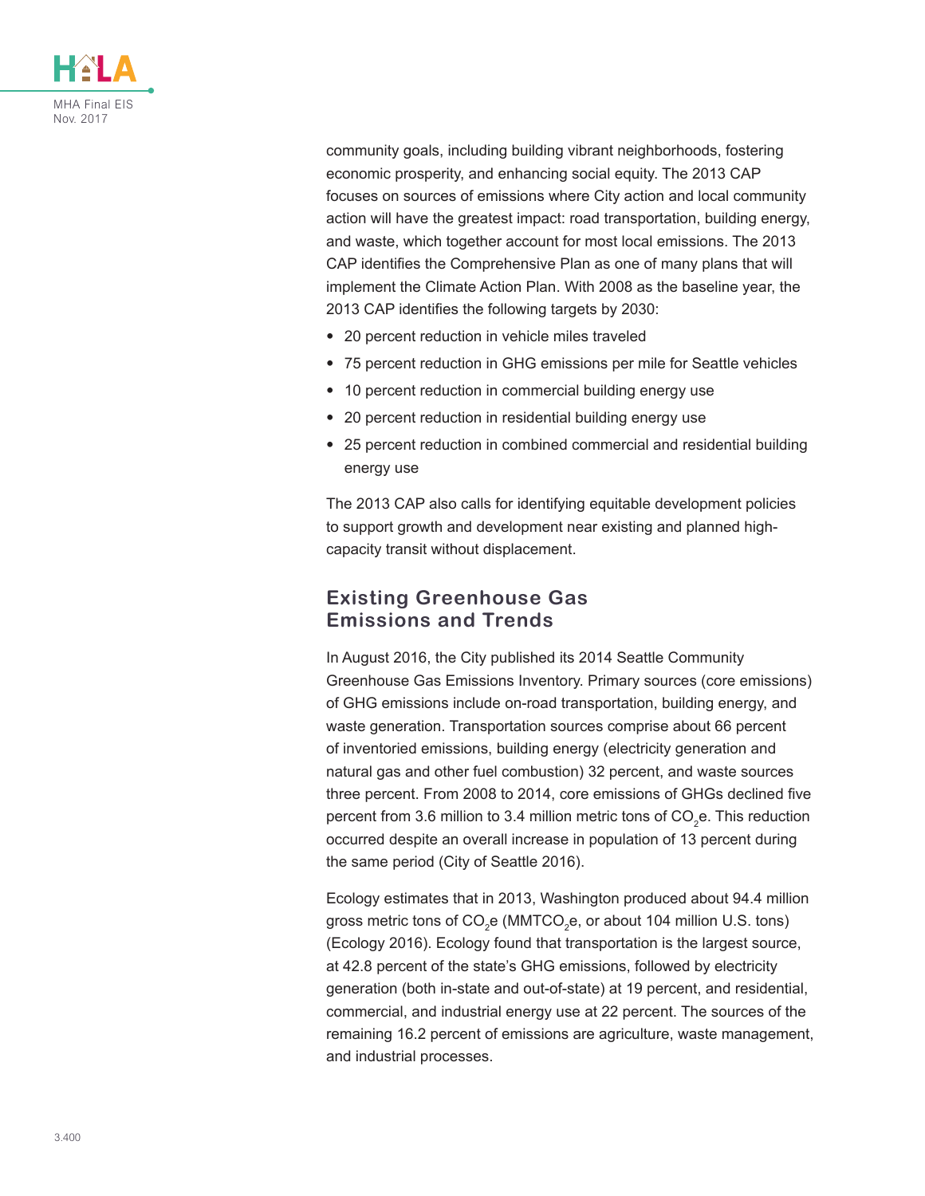community goals, including building vibrant neighborhoods, fostering economic prosperity, and enhancing social equity. The 2013 CAP focuses on sources of emissions where City action and local community action will have the greatest impact: road transportation, building energy, and waste, which together account for most local emissions. The 2013 CAP identifies the Comprehensive Plan as one of many plans that will implement the Climate Action Plan. With 2008 as the baseline year, the 2013 CAP identifies the following targets by 2030:

- 20 percent reduction in vehicle miles traveled
- 75 percent reduction in GHG emissions per mile for Seattle vehicles
- 10 percent reduction in commercial building energy use
- 20 percent reduction in residential building energy use
- 25 percent reduction in combined commercial and residential building energy use

The 2013 CAP also calls for identifying equitable development policies to support growth and development near existing and planned high-capacity transit without displacement.

## Existing Greenhouse Gas Emissions and Trends

In August 2016, the City published its 2014 Seattle Community Greenhouse Gas Emissions Inventory. Primary sources (core emissions) of GHG emissions include on-road transportation, building energy, and waste generation. Transportation sources comprise about 66 percent of inventoried emissions, building energy (electricity generation and natural gas and other fuel combustion) 32 percent, and waste sources three percent. From 2008 to 2014, core emissions of GHGs declined five percent from 3.6 million to 3.4 million metric tons of $CO_2e$. This reduction occurred despite an overall increase in population of 13 percent during the same period (City of Seattle 2016).

Ecology estimates that in 2013, Washington produced about 94.4 million gross metric tons of $CO_2e$ ($MMTCO_2e$, or about 104 million U.S. tons) (Ecology 2016). Ecology found that transportation is the largest source, at 42.8 percent of the state's GHG emissions, followed by electricity generation (both in-state and out-of-state) at 19 percent, and residential, commercial, and industrial energy use at 22 percent. The sources of the remaining 16.2 percent of emissions are agriculture, waste management, and industrial processes.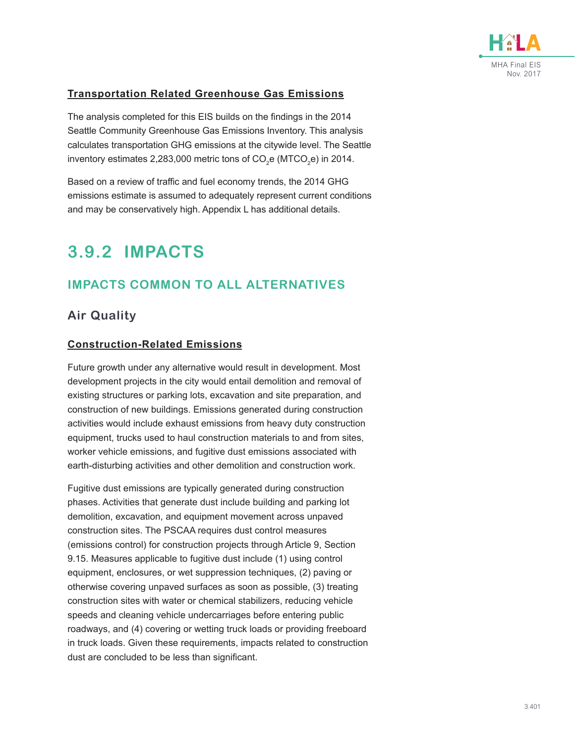#### Transportation Related Greenhouse Gas Emissions

The analysis completed for this EIS builds on the findings in the 2014 Seattle Community Greenhouse Gas Emissions Inventory. This analysis calculates transportation GHG emissions at the citywide level. The Seattle inventory estimates 2,283,000 metric tons of $CO_2e$ ($MTCO_2e$) in 2014.

Based on a review of traffic and fuel economy trends, the 2014 GHG emissions estimate is assumed to adequately represent current conditions and may be conservatively high. Appendix L has additional details.

# 3.9.2 IMPACTS

## IMPACTS COMMON TO ALL ALTERNATIVES

### Air Quality

#### Construction-Related Emissions

Future growth under any alternative would result in development. Most development projects in the city would entail demolition and removal of existing structures or parking lots, excavation and site preparation, and construction of new buildings. Emissions generated during construction activities would include exhaust emissions from heavy duty construction equipment, trucks used to haul construction materials to and from sites, worker vehicle emissions, and fugitive dust emissions associated with earth-disturbing activities and other demolition and construction work.

Fugitive dust emissions are typically generated during construction phases. Activities that generate dust include building and parking lot demolition, excavation, and equipment movement across unpaved construction sites. The PSCAA requires dust control measures (emissions control) for construction projects through Article 9, Section 9.15. Measures applicable to fugitive dust include (1) using control equipment, enclosures, or wet suppression techniques, (2) paving or otherwise covering unpaved surfaces as soon as possible, (3) treating construction sites with water or chemical stabilizers, reducing vehicle speeds and cleaning vehicle undercarriages before entering public roadways, and (4) covering or wetting truck loads or providing freeboard in truck loads. Given these requirements, impacts related to construction dust are concluded to be less than significant.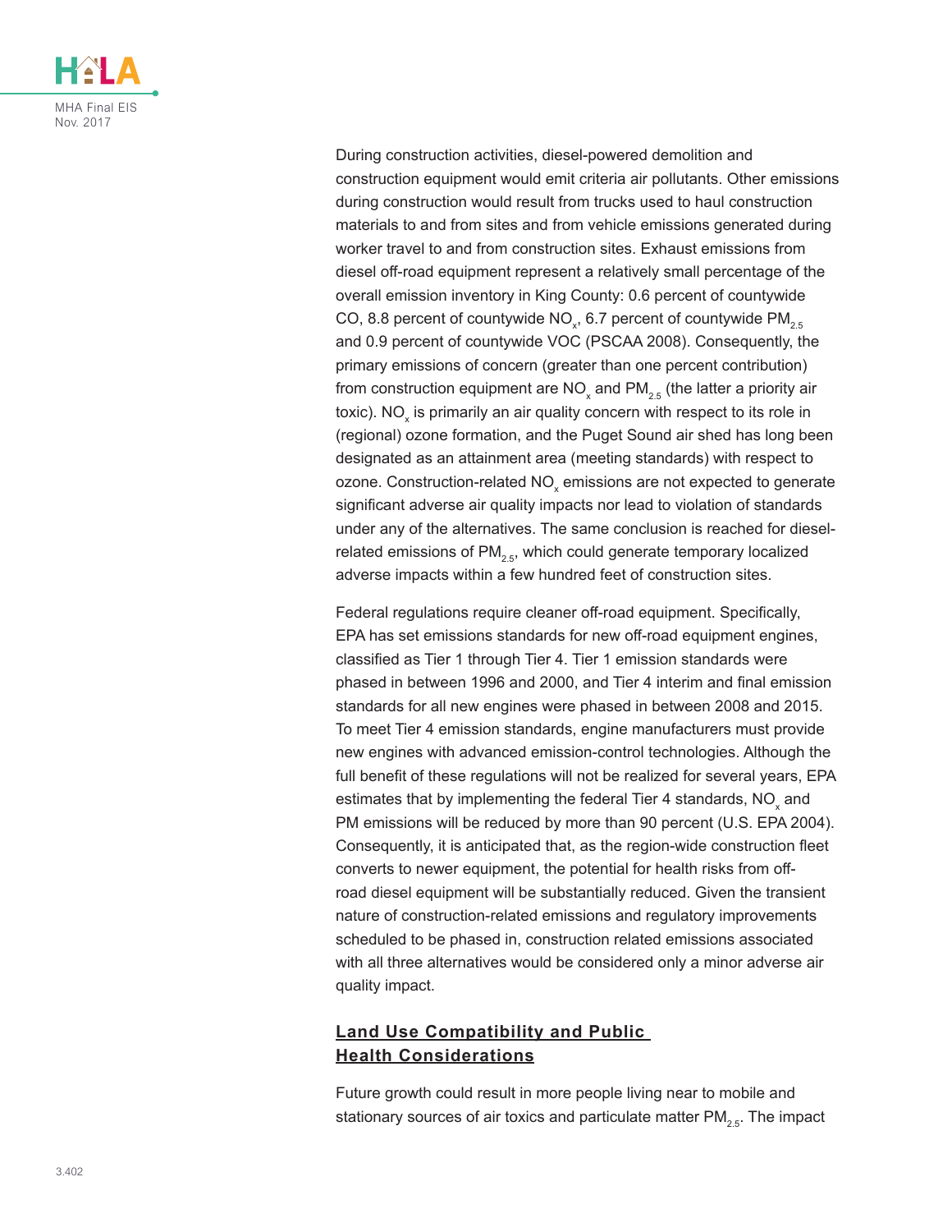During construction activities, diesel-powered demolition and construction equipment would emit criteria air pollutants. Other emissions during construction would result from trucks used to haul construction materials to and from sites and from vehicle emissions generated during worker travel to and from construction sites. Exhaust emissions from diesel off-road equipment represent a relatively small percentage of the overall emission inventory in King County: 0.6 percent of countywide CO, 8.8 percent of countywide $NO_x$, 6.7 percent of countywide $PM_{2.5}$ and 0.9 percent of countywide VOC (PSCAA 2008). Consequently, the primary emissions of concern (greater than one percent contribution) from construction equipment are $NO_x$ and $PM_{2.5}$ (the latter a priority air toxic). $NO_x$ is primarily an air quality concern with respect to its role in (regional) ozone formation, and the Puget Sound air shed has long been designated as an attainment area (meeting standards) with respect to ozone. Construction-related $NO_x$ emissions are not expected to generate significant adverse air quality impacts nor lead to violation of standards under any of the alternatives. The same conclusion is reached for diesel-related emissions of $PM_{2.5}$, which could generate temporary localized adverse impacts within a few hundred feet of construction sites.

Federal regulations require cleaner off-road equipment. Specifically, EPA has set emissions standards for new off-road equipment engines, classified as Tier 1 through Tier 4. Tier 1 emission standards were phased in between 1996 and 2000, and Tier 4 interim and final emission standards for all new engines were phased in between 2008 and 2015. To meet Tier 4 emission standards, engine manufacturers must provide new engines with advanced emission-control technologies. Although the full benefit of these regulations will not be realized for several years, EPA estimates that by implementing the federal Tier 4 standards, $NO_x$ and PM emissions will be reduced by more than 90 percent (U.S. EPA 2004). Consequently, it is anticipated that, as the region-wide construction fleet converts to newer equipment, the potential for health risks from off-road diesel equipment will be substantially reduced. Given the transient nature of construction-related emissions and regulatory improvements scheduled to be phased in, construction related emissions associated with all three alternatives would be considered only a minor adverse air quality impact.

### Land Use Compatibility and Public Health Considerations

Future growth could result in more people living near to mobile and stationary sources of air toxics and particulate matter $PM_{2.5}$. The impact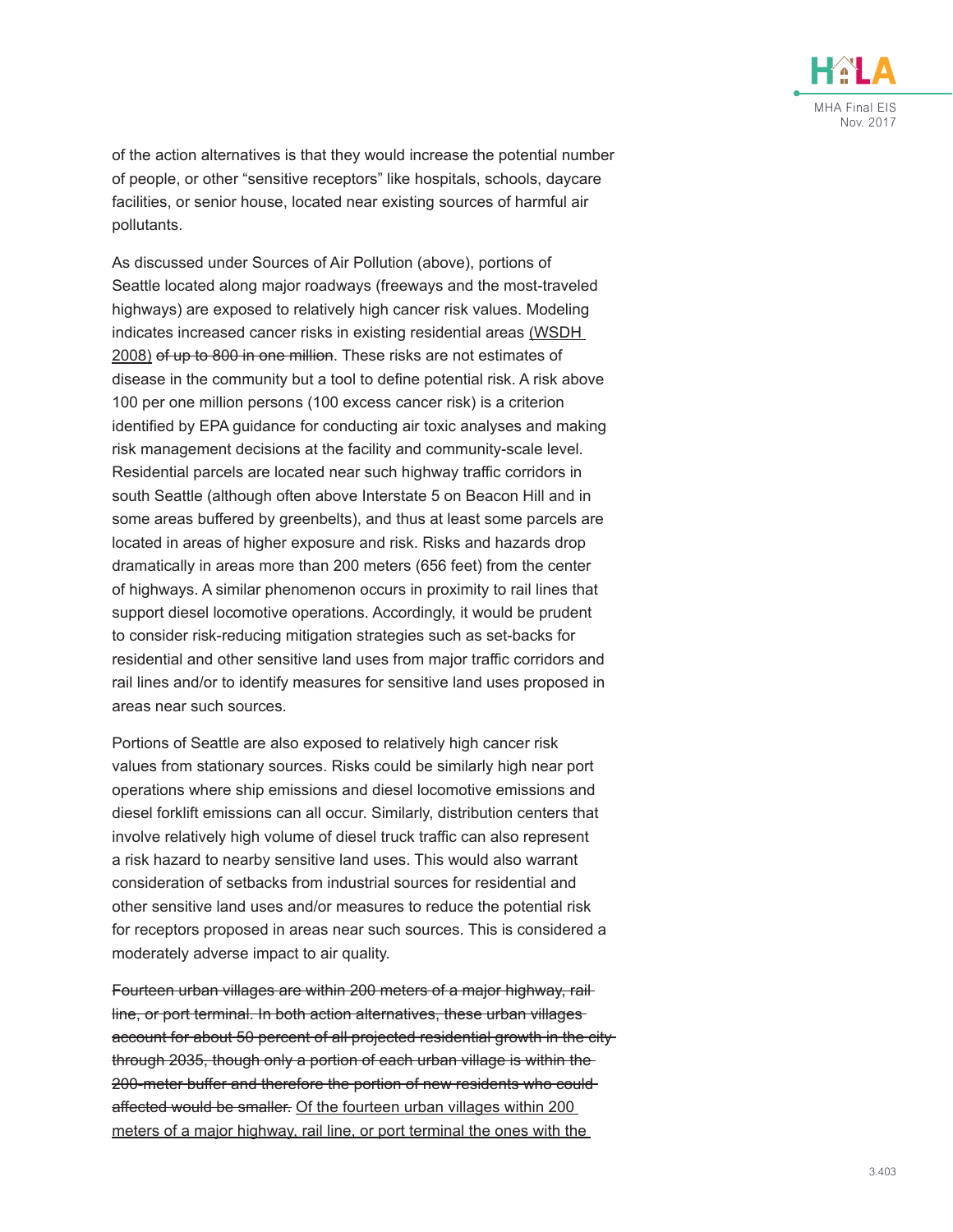of the action alternatives is that they would increase the potential number of people, or other "sensitive receptors" like hospitals, schools, daycare facilities, or senior house, located near existing sources of harmful air pollutants.

As discussed under Sources of Air Pollution (above), portions of Seattle located along major roadways (freeways and the most-traveled highways) are exposed to relatively high cancer risk values. Modeling indicates increased cancer risks in existing residential areas <u>(WSDH 2008)</u> ~~of up to 800 in one million~~. These risks are not estimates of disease in the community but a tool to define potential risk. A risk above 100 per one million persons (100 excess cancer risk) is a criterion identified by EPA guidance for conducting air toxic analyses and making risk management decisions at the facility and community-scale level. Residential parcels are located near such highway traffic corridors in south Seattle (although often above Interstate 5 on Beacon Hill and in some areas buffered by greenbelts), and thus at least some parcels are located in areas of higher exposure and risk. Risks and hazards drop dramatically in areas more than 200 meters (656 feet) from the center of highways. A similar phenomenon occurs in proximity to rail lines that support diesel locomotive operations. Accordingly, it would be prudent to consider risk-reducing mitigation strategies such as set-backs for residential and other sensitive land uses from major traffic corridors and rail lines and/or to identify measures for sensitive land uses proposed in areas near such sources.

Portions of Seattle are also exposed to relatively high cancer risk values from stationary sources. Risks could be similarly high near port operations where ship emissions and diesel locomotive emissions and diesel forklift emissions can all occur. Similarly, distribution centers that involve relatively high volume of diesel truck traffic can also represent a risk hazard to nearby sensitive land uses. This would also warrant consideration of setbacks from industrial sources for residential and other sensitive land uses and/or measures to reduce the potential risk for receptors proposed in areas near such sources. This is considered a moderately adverse impact to air quality.

~~Fourteen urban villages are within 200 meters of a major highway, rail line, or port terminal. In both action alternatives, these urban villages account for about 50 percent of all projected residential growth in the city through 2035, though only a portion of each urban village is within the 200-meter buffer and therefore the portion of new residents who could affected would be smaller.~~ <u>Of the fourteen urban villages within 200 meters of a major highway, rail line, or port terminal the ones with the</u>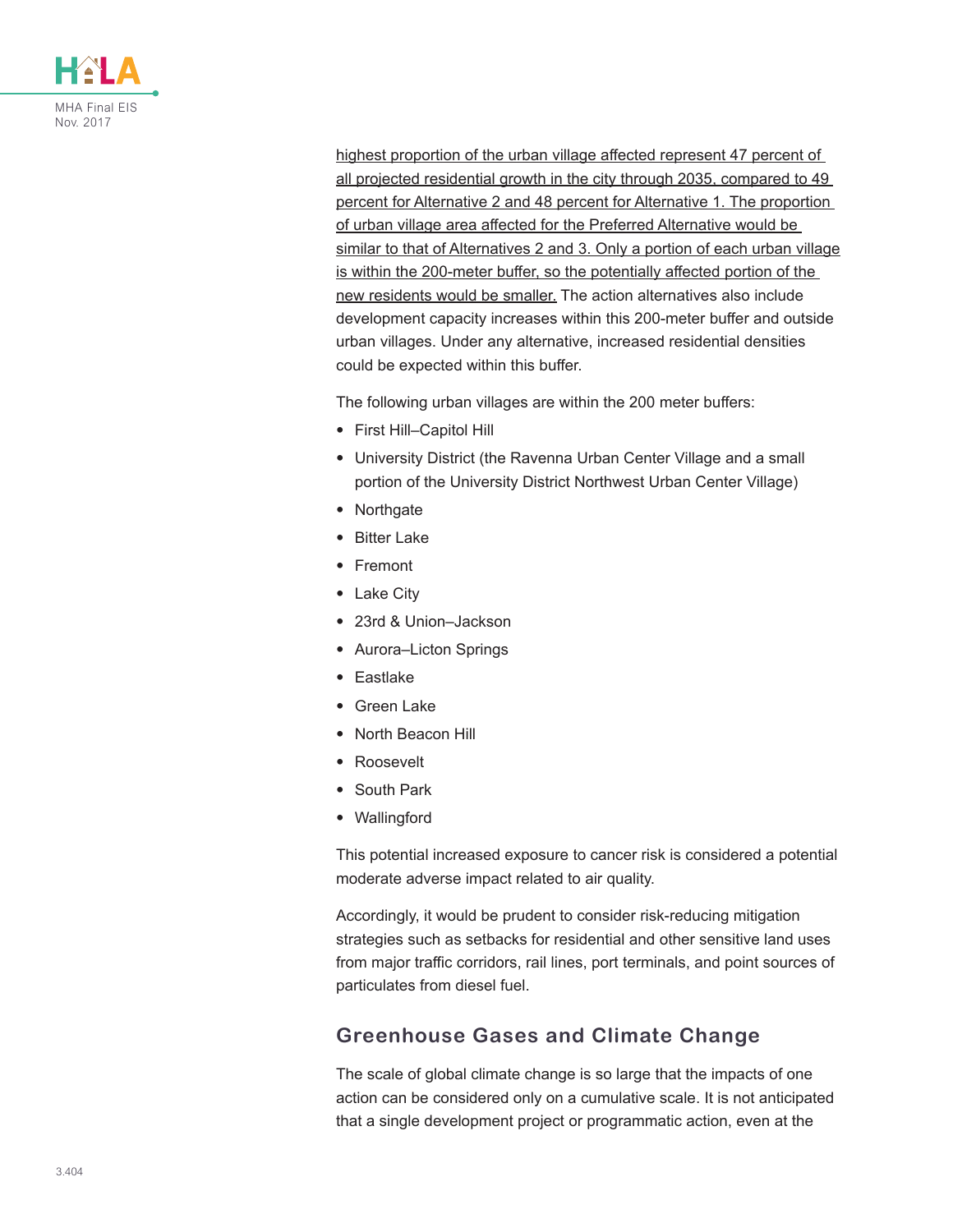highest proportion of the urban village affected represent 47 percent of all projected residential growth in the city through 2035, compared to 49 percent for Alternative 2 and 48 percent for Alternative 1. The proportion of urban village area affected for the Preferred Alternative would be similar to that of Alternatives 2 and 3. Only a portion of each urban village is within the 200-meter buffer, so the potentially affected portion of the new residents would be smaller. The action alternatives also include development capacity increases within this 200-meter buffer and outside urban villages. Under any alternative, increased residential densities could be expected within this buffer.

The following urban villages are within the 200 meter buffers:

- First Hill–Capitol Hill
- University District (the Ravenna Urban Center Village and a small portion of the University District Northwest Urban Center Village)
- Northgate
- Bitter Lake
- Fremont
- Lake City
- 23rd & Union–Jackson
- Aurora–Licton Springs
- Eastlake
- Green Lake
- North Beacon Hill
- Roosevelt
- South Park
- Wallingford

This potential increased exposure to cancer risk is considered a potential moderate adverse impact related to air quality.

Accordingly, it would be prudent to consider risk-reducing mitigation strategies such as setbacks for residential and other sensitive land uses from major traffic corridors, rail lines, port terminals, and point sources of particulates from diesel fuel.

## Greenhouse Gases and Climate Change

The scale of global climate change is so large that the impacts of one action can be considered only on a cumulative scale. It is not anticipated that a single development project or programmatic action, even at the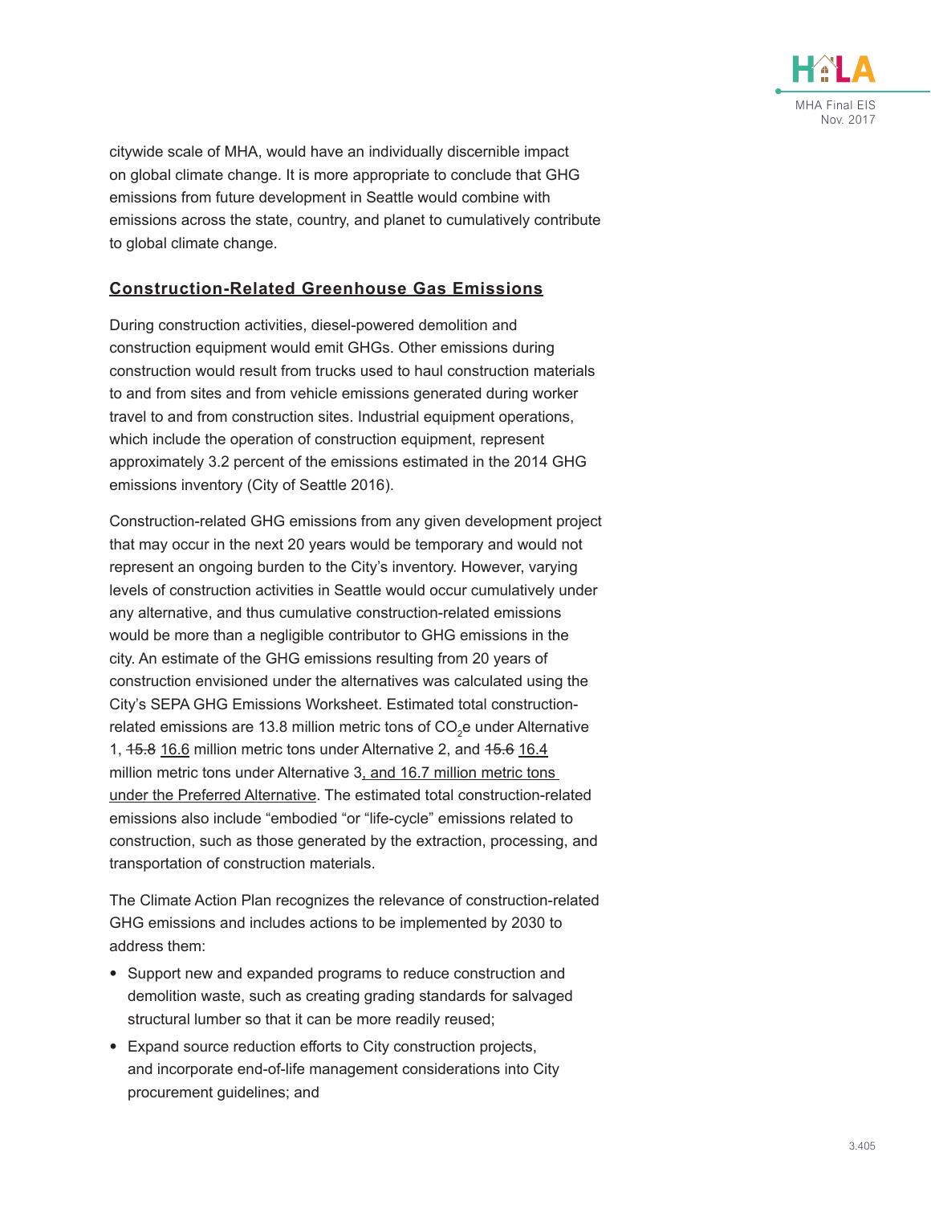citywide scale of MHA, would have an individually discernible impact on global climate change. It is more appropriate to conclude that GHG emissions from future development in Seattle would combine with emissions across the state, country, and planet to cumulatively contribute to global climate change.

## Construction-Related Greenhouse Gas Emissions

During construction activities, diesel-powered demolition and construction equipment would emit GHGs. Other emissions during construction would result from trucks used to haul construction materials to and from sites and from vehicle emissions generated during worker travel to and from construction sites. Industrial equipment operations, which include the operation of construction equipment, represent approximately 3.2 percent of the emissions estimated in the 2014 GHG emissions inventory (City of Seattle 2016).

Construction-related GHG emissions from any given development project that may occur in the next 20 years would be temporary and would not represent an ongoing burden to the City's inventory. However, varying levels of construction activities in Seattle would occur cumulatively under any alternative, and thus cumulative construction-related emissions would be more than a negligible contributor to GHG emissions in the city. An estimate of the GHG emissions resulting from 20 years of construction envisioned under the alternatives was calculated using the City's SEPA GHG Emissions Worksheet. Estimated total construction-related emissions are 13.8 million metric tons of $CO_2e$ under Alternative 1, ~~15.8~~ 16.6 million metric tons under Alternative 2, and ~~15.6~~ 16.4 million metric tons under Alternative 3, and 16.7 million metric tons under the Preferred Alternative. The estimated total construction-related emissions also include "embodied "or "life-cycle" emissions related to construction, such as those generated by the extraction, processing, and transportation of construction materials.

The Climate Action Plan recognizes the relevance of construction-related GHG emissions and includes actions to be implemented by 2030 to address them:

- Support new and expanded programs to reduce construction and demolition waste, such as creating grading standards for salvaged structural lumber so that it can be more readily reused;
- Expand source reduction efforts to City construction projects, and incorporate end-of-life management considerations into City procurement guidelines; and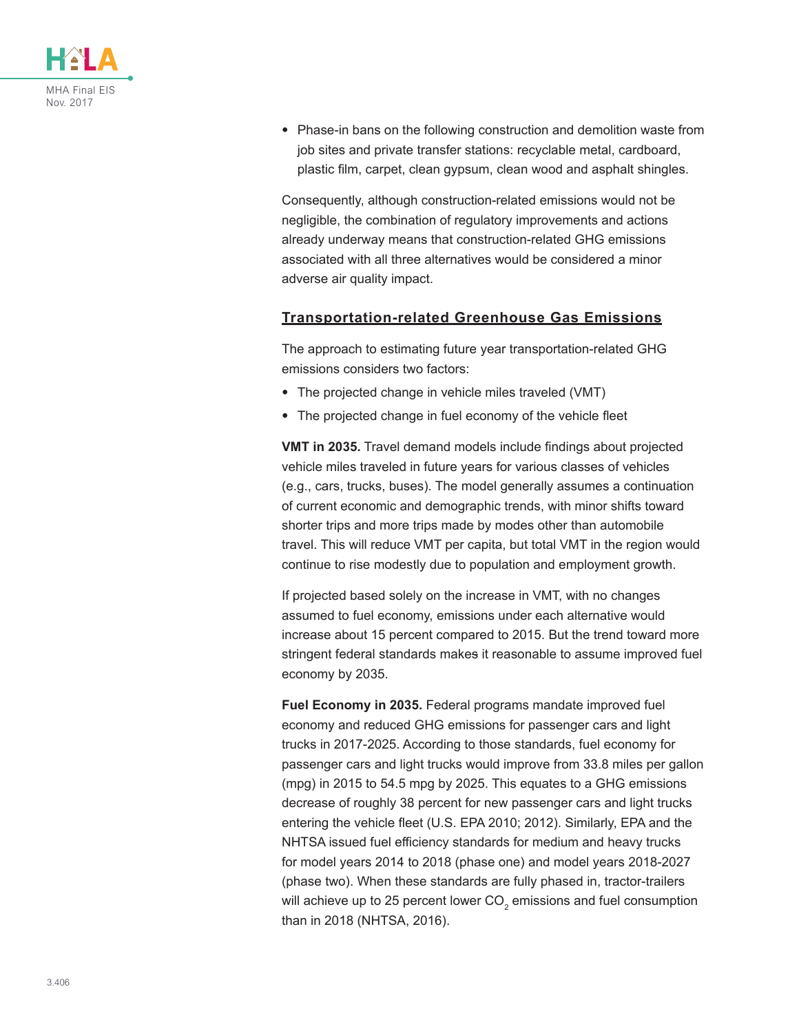- Phase-in bans on the following construction and demolition waste from job sites and private transfer stations: recyclable metal, cardboard, plastic film, carpet, clean gypsum, clean wood and asphalt shingles.

Consequently, although construction-related emissions would not be negligible, the combination of regulatory improvements and actions already underway means that construction-related GHG emissions associated with all three alternatives would be considered a minor adverse air quality impact.

### Transportation-related Greenhouse Gas Emissions

The approach to estimating future year transportation-related GHG emissions considers two factors:

- The projected change in vehicle miles traveled (VMT)
- The projected change in fuel economy of the vehicle fleet

**VMT in 2035.** Travel demand models include findings about projected vehicle miles traveled in future years for various classes of vehicles (e.g., cars, trucks, buses). The model generally assumes a continuation of current economic and demographic trends, with minor shifts toward shorter trips and more trips made by modes other than automobile travel. This will reduce VMT per capita, but total VMT in the region would continue to rise modestly due to population and employment growth.

If projected based solely on the increase in VMT, with no changes assumed to fuel economy, emissions under each alternative would increase about 15 percent compared to 2015. But the trend toward more stringent federal standards makes it reasonable to assume improved fuel economy by 2035.

**Fuel Economy in 2035.** Federal programs mandate improved fuel economy and reduced GHG emissions for passenger cars and light trucks in 2017-2025. According to those standards, fuel economy for passenger cars and light trucks would improve from 33.8 miles per gallon (mpg) in 2015 to 54.5 mpg by 2025. This equates to a GHG emissions decrease of roughly 38 percent for new passenger cars and light trucks entering the vehicle fleet (U.S. EPA 2010; 2012). Similarly, EPA and the NHTSA issued fuel efficiency standards for medium and heavy trucks for model years 2014 to 2018 (phase one) and model years 2018-2027 (phase two). When these standards are fully phased in, tractor-trailers will achieve up to 25 percent lower $CO_2$ emissions and fuel consumption than in 2018 (NHTSA, 2016).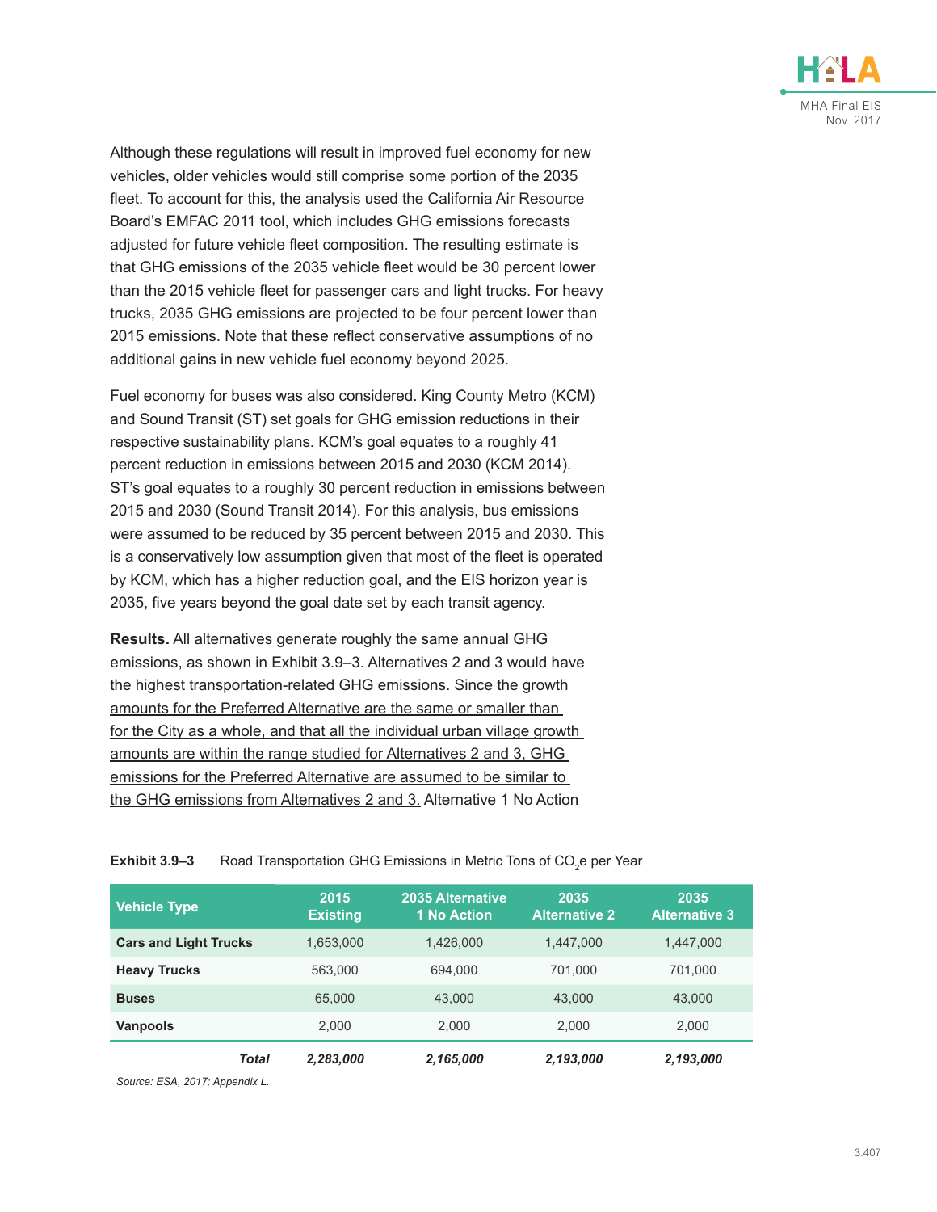Although these regulations will result in improved fuel economy for new vehicles, older vehicles would still comprise some portion of the 2035 fleet. To account for this, the analysis used the California Air Resource Board's EMFAC 2011 tool, which includes GHG emissions forecasts adjusted for future vehicle fleet composition. The resulting estimate is that GHG emissions of the 2035 vehicle fleet would be 30 percent lower than the 2015 vehicle fleet for passenger cars and light trucks. For heavy trucks, 2035 GHG emissions are projected to be four percent lower than 2015 emissions. Note that these reflect conservative assumptions of no additional gains in new vehicle fuel economy beyond 2025.

Fuel economy for buses was also considered. King County Metro (KCM) and Sound Transit (ST) set goals for GHG emission reductions in their respective sustainability plans. KCM's goal equates to a roughly 41 percent reduction in emissions between 2015 and 2030 (KCM 2014). ST's goal equates to a roughly 30 percent reduction in emissions between 2015 and 2030 (Sound Transit 2014). For this analysis, bus emissions were assumed to be reduced by 35 percent between 2015 and 2030. This is a conservatively low assumption given that most of the fleet is operated by KCM, which has a higher reduction goal, and the EIS horizon year is 2035, five years beyond the goal date set by each transit agency.

**Results.** All alternatives generate roughly the same annual GHG emissions, as shown in Exhibit 3.9–3. Alternatives 2 and 3 would have the highest transportation-related GHG emissions. Since the growth amounts for the Preferred Alternative are the same or smaller than for the City as a whole, and that all the individual urban village growth amounts are within the range studied for Alternatives 2 and 3, GHG emissions for the Preferred Alternative are assumed to be similar to the GHG emissions from Alternatives 2 and 3. Alternative 1 No Action

**Exhibit 3.9–3** Road Transportation GHG Emissions in Metric Tons of $CO_2e$ per Year

| Vehicle Type | 2015 Existing | 2035 Alternative 1 No Action | 2035 Alternative 2 | 2035 Alternative 3 |
|---|---|---|---|---|
| **Cars and Light Trucks** | 1,653,000 | 1,426,000 | 1,447,000 | 1,447,000 |
| **Heavy Trucks** | 563,000 | 694,000 | 701,000 | 701,000 |
| **Buses** | 65,000 | 43,000 | 43,000 | 43,000 |
| **Vanpools** | 2,000 | 2,000 | 2,000 | 2,000 |
| ***Total*** | ***2,283,000*** | ***2,165,000*** | ***2,193,000*** | ***2,193,000*** |

*Source: ESA, 2017; Appendix L.*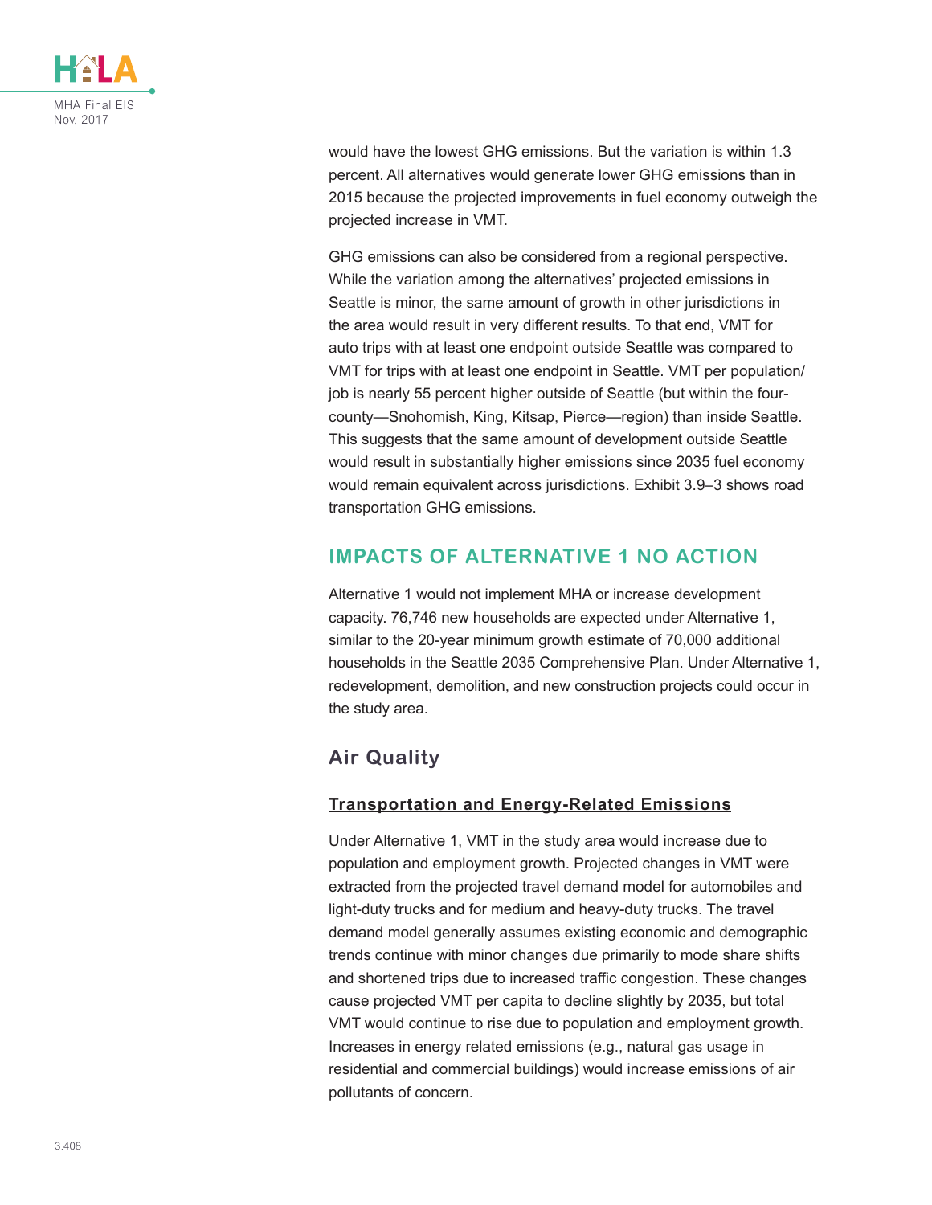would have the lowest GHG emissions. But the variation is within 1.3 percent. All alternatives would generate lower GHG emissions than in 2015 because the projected improvements in fuel economy outweigh the projected increase in VMT.

GHG emissions can also be considered from a regional perspective. While the variation among the alternatives' projected emissions in Seattle is minor, the same amount of growth in other jurisdictions in the area would result in very different results. To that end, VMT for auto trips with at least one endpoint outside Seattle was compared to VMT for trips with at least one endpoint in Seattle. VMT per population/job is nearly 55 percent higher outside of Seattle (but within the four-county—Snohomish, King, Kitsap, Pierce—region) than inside Seattle. This suggests that the same amount of development outside Seattle would result in substantially higher emissions since 2035 fuel economy would remain equivalent across jurisdictions. Exhibit 3.9–3 shows road transportation GHG emissions.

## IMPACTS OF ALTERNATIVE 1 NO ACTION

Alternative 1 would not implement MHA or increase development capacity. 76,746 new households are expected under Alternative 1, similar to the 20-year minimum growth estimate of 70,000 additional households in the Seattle 2035 Comprehensive Plan. Under Alternative 1, redevelopment, demolition, and new construction projects could occur in the study area.

### Air Quality

#### Transportation and Energy-Related Emissions

Under Alternative 1, VMT in the study area would increase due to population and employment growth. Projected changes in VMT were extracted from the projected travel demand model for automobiles and light-duty trucks and for medium and heavy-duty trucks. The travel demand model generally assumes existing economic and demographic trends continue with minor changes due primarily to mode share shifts and shortened trips due to increased traffic congestion. These changes cause projected VMT per capita to decline slightly by 2035, but total VMT would continue to rise due to population and employment growth. Increases in energy related emissions (e.g., natural gas usage in residential and commercial buildings) would increase emissions of air pollutants of concern.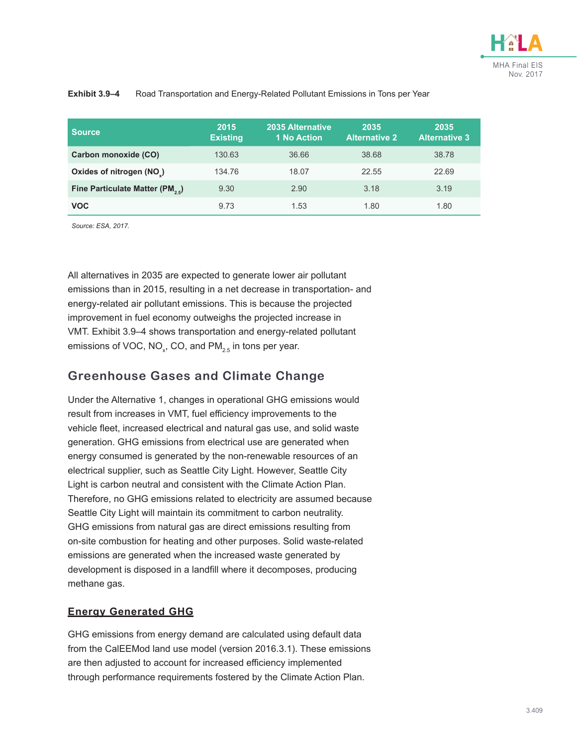**Exhibit 3.9–4** Road Transportation and Energy-Related Pollutant Emissions in Tons per Year

| Source | 2015 Existing | 2035 Alternative 1 No Action | 2035 Alternative 2 | 2035 Alternative 3 |
|---|---|---|---|---|
| **Carbon monoxide (CO)** | 130.63 | 36.66 | 38.68 | 38.78 |
| **Oxides of nitrogen ($NO_x$)** | 134.76 | 18.07 | 22.55 | 22.69 |
| **Fine Particulate Matter ($PM_{2.5}$)** | 9.30 | 2.90 | 3.18 | 3.19 |
| **VOC** | 9.73 | 1.53 | 1.80 | 1.80 |

*Source: ESA, 2017.*

All alternatives in 2035 are expected to generate lower air pollutant emissions than in 2015, resulting in a net decrease in transportation- and energy-related air pollutant emissions. This is because the projected improvement in fuel economy outweighs the projected increase in VMT. Exhibit 3.9–4 shows transportation and energy-related pollutant emissions of VOC, $NO_x$, CO, and $PM_{2.5}$ in tons per year.

## Greenhouse Gases and Climate Change

Under the Alternative 1, changes in operational GHG emissions would result from increases in VMT, fuel efficiency improvements to the vehicle fleet, increased electrical and natural gas use, and solid waste generation. GHG emissions from electrical use are generated when energy consumed is generated by the non-renewable resources of an electrical supplier, such as Seattle City Light. However, Seattle City Light is carbon neutral and consistent with the Climate Action Plan. Therefore, no GHG emissions related to electricity are assumed because Seattle City Light will maintain its commitment to carbon neutrality. GHG emissions from natural gas are direct emissions resulting from on-site combustion for heating and other purposes. Solid waste-related emissions are generated when the increased waste generated by development is disposed in a landfill where it decomposes, producing methane gas.

### Energy Generated GHG

GHG emissions from energy demand are calculated using default data from the CalEEMod land use model (version 2016.3.1). These emissions are then adjusted to account for increased efficiency implemented through performance requirements fostered by the Climate Action Plan.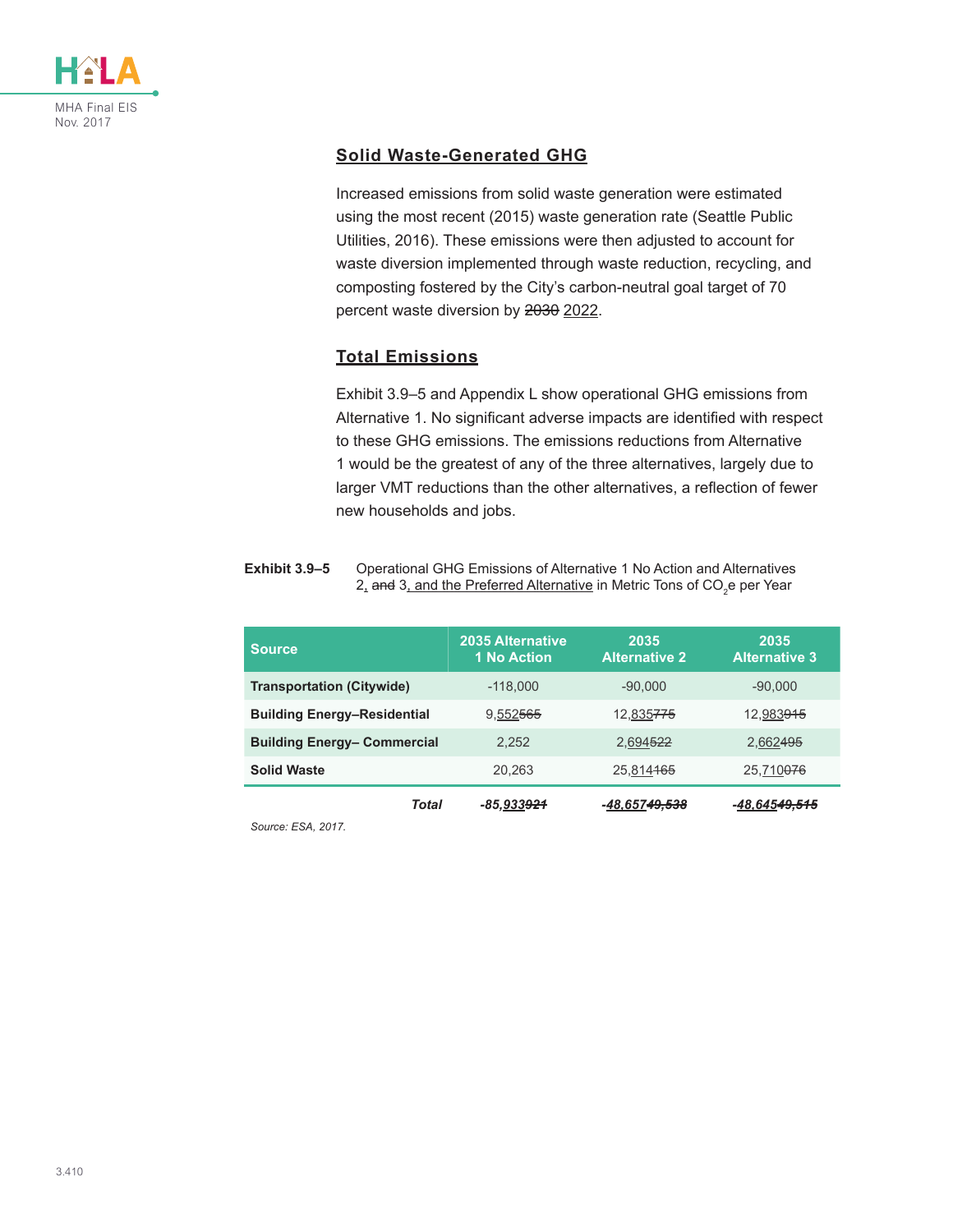## Solid Waste-Generated GHG

Increased emissions from solid waste generation were estimated using the most recent (2015) waste generation rate (Seattle Public Utilities, 2016). These emissions were then adjusted to account for waste diversion implemented through waste reduction, recycling, and composting fostered by the City's carbon-neutral goal target of 70 percent waste diversion by ~~2030~~ 2022.

## Total Emissions

Exhibit 3.9–5 and Appendix L show operational GHG emissions from Alternative 1. No significant adverse impacts are identified with respect to these GHG emissions. The emissions reductions from Alternative 1 would be the greatest of any of the three alternatives, largely due to larger VMT reductions than the other alternatives, a reflection of fewer new households and jobs.

**Exhibit 3.9–5** Operational GHG Emissions of Alternative 1 No Action and Alternatives 2, ~~and~~ 3, and the Preferred Alternative in Metric Tons of $CO_2e$ per Year

| Source | 2035 Alternative 1 No Action | 2035 Alternative 2 | 2035 Alternative 3 |
|---|---|---|---|
| **Transportation (Citywide)** | -118,000 | -90,000 | -90,000 |
| **Building Energy–Residential** | 9,552~~565~~ | 12,835~~775~~ | 12,983~~915~~ |
| **Building Energy– Commercial** | 2,252 | 2,694~~522~~ | 2,662~~495~~ |
| **Solid Waste** | 20,263 | 25,814~~165~~ | 25,710~~076~~ |
| ***Total*** | ***-85,933~~921~~*** | ***-48,657~~49,538~~*** | ***-48,645~~49,515~~*** |

*Source: ESA, 2017.*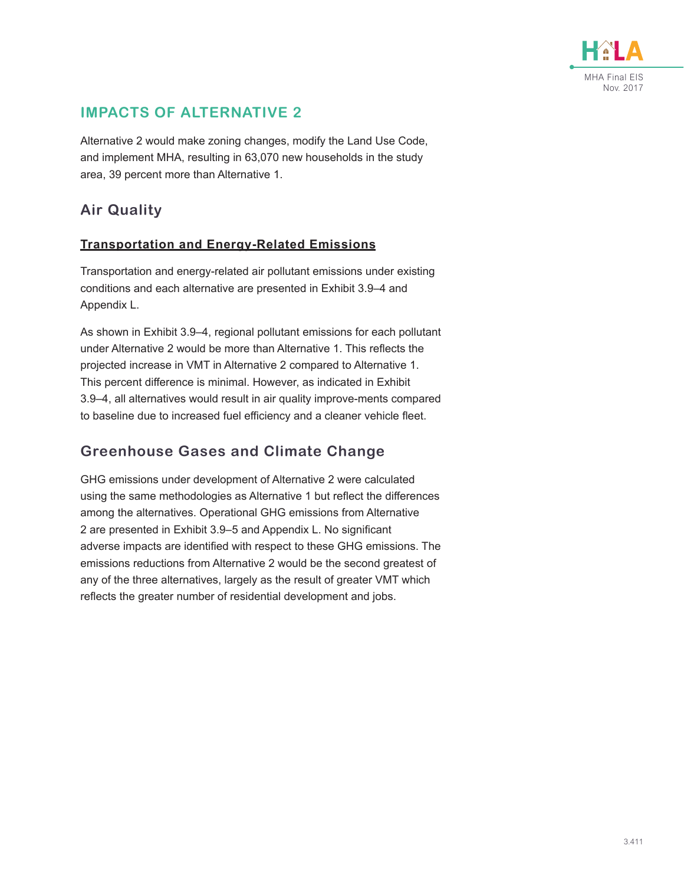## IMPACTS OF ALTERNATIVE 2

Alternative 2 would make zoning changes, modify the Land Use Code, and implement MHA, resulting in 63,070 new households in the study area, 39 percent more than Alternative 1.

### Air Quality

**Transportation and Energy-Related Emissions**

Transportation and energy-related air pollutant emissions under existing conditions and each alternative are presented in Exhibit 3.9–4 and Appendix L.

As shown in Exhibit 3.9–4, regional pollutant emissions for each pollutant under Alternative 2 would be more than Alternative 1. This reflects the projected increase in VMT in Alternative 2 compared to Alternative 1. This percent difference is minimal. However, as indicated in Exhibit 3.9–4, all alternatives would result in air quality improve-ments compared to baseline due to increased fuel efficiency and a cleaner vehicle fleet.

### Greenhouse Gases and Climate Change

GHG emissions under development of Alternative 2 were calculated using the same methodologies as Alternative 1 but reflect the differences among the alternatives. Operational GHG emissions from Alternative 2 are presented in Exhibit 3.9–5 and Appendix L. No significant adverse impacts are identified with respect to these GHG emissions. The emissions reductions from Alternative 2 would be the second greatest of any of the three alternatives, largely as the result of greater VMT which reflects the greater number of residential development and jobs.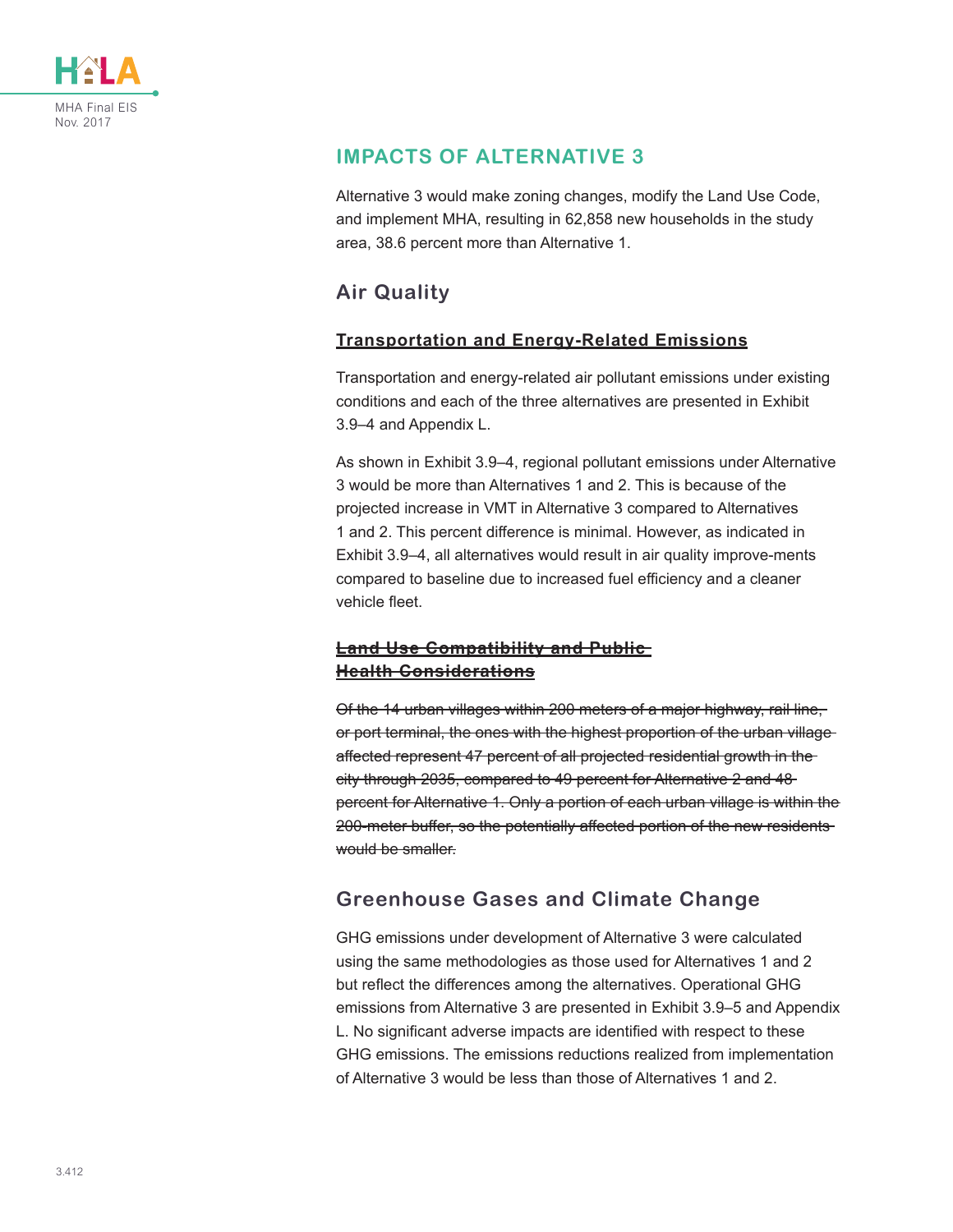## IMPACTS OF ALTERNATIVE 3

Alternative 3 would make zoning changes, modify the Land Use Code, and implement MHA, resulting in 62,858 new households in the study area, 38.6 percent more than Alternative 1.

### Air Quality

#### Transportation and Energy-Related Emissions

Transportation and energy-related air pollutant emissions under existing conditions and each of the three alternatives are presented in Exhibit 3.9–4 and Appendix L.

As shown in Exhibit 3.9–4, regional pollutant emissions under Alternative 3 would be more than Alternatives 1 and 2. This is because of the projected increase in VMT in Alternative 3 compared to Alternatives 1 and 2. This percent difference is minimal. However, as indicated in Exhibit 3.9–4, all alternatives would result in air quality improve-ments compared to baseline due to increased fuel efficiency and a cleaner vehicle fleet.

#### ~~Land Use Compatibility and Public Health Considerations~~

~~Of the 14 urban villages within 200 meters of a major highway, rail line, or port terminal, the ones with the highest proportion of the urban village affected represent 47 percent of all projected residential growth in the city through 2035, compared to 49 percent for Alternative 2 and 48 percent for Alternative 1. Only a portion of each urban village is within the 200-meter buffer, so the potentially affected portion of the new residents would be smaller.~~

### Greenhouse Gases and Climate Change

GHG emissions under development of Alternative 3 were calculated using the same methodologies as those used for Alternatives 1 and 2 but reflect the differences among the alternatives. Operational GHG emissions from Alternative 3 are presented in Exhibit 3.9–5 and Appendix L. No significant adverse impacts are identified with respect to these GHG emissions. The emissions reductions realized from implementation of Alternative 3 would be less than those of Alternatives 1 and 2.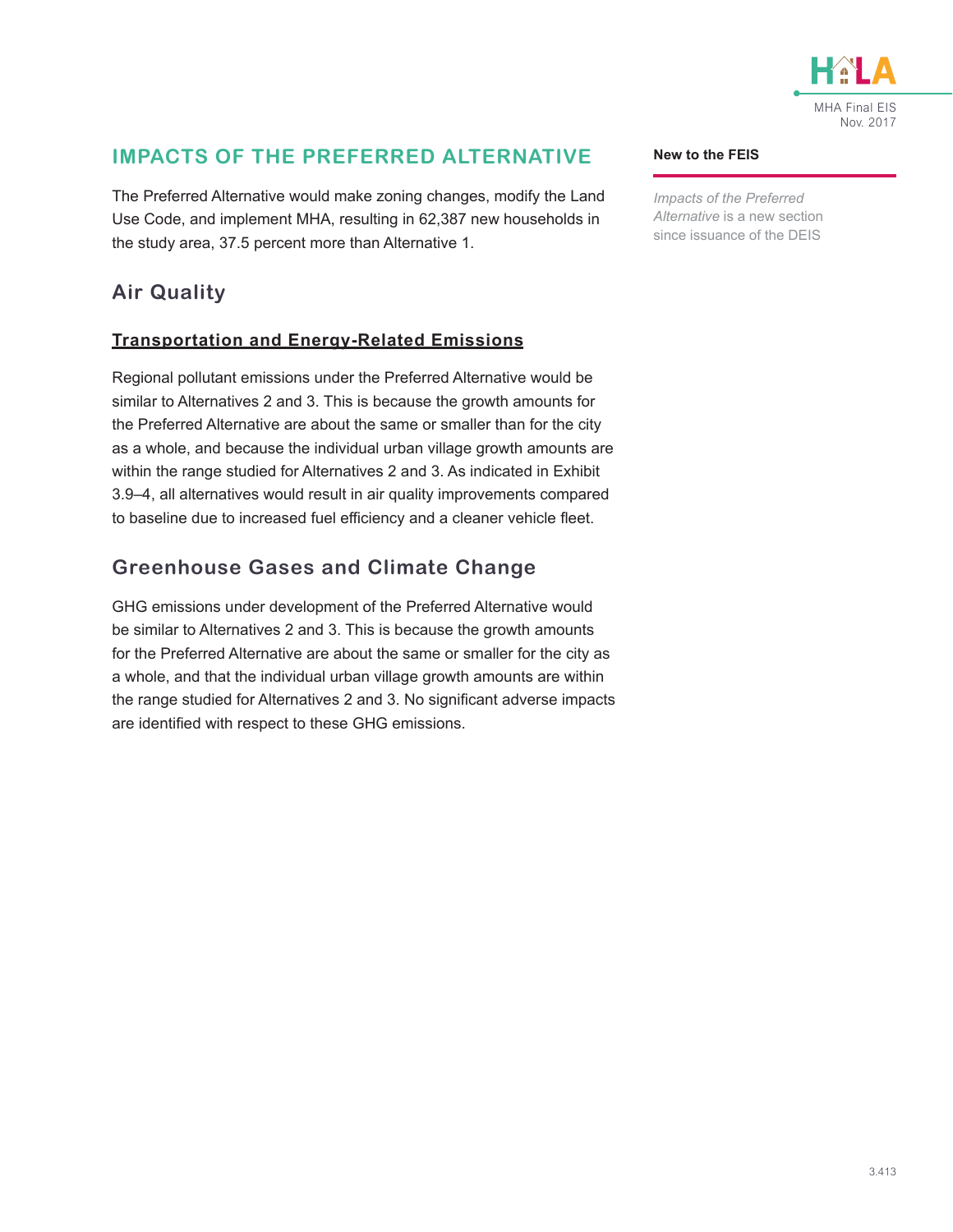## IMPACTS OF THE PREFERRED ALTERNATIVE

**New to the FEIS**

*Impacts of the Preferred Alternative* is a new section since issuance of the DEIS

The Preferred Alternative would make zoning changes, modify the Land Use Code, and implement MHA, resulting in 62,387 new households in the study area, 37.5 percent more than Alternative 1.

### Air Quality

#### Transportation and Energy-Related Emissions

Regional pollutant emissions under the Preferred Alternative would be similar to Alternatives 2 and 3. This is because the growth amounts for the Preferred Alternative are about the same or smaller than for the city as a whole, and because the individual urban village growth amounts are within the range studied for Alternatives 2 and 3. As indicated in Exhibit 3.9–4, all alternatives would result in air quality improvements compared to baseline due to increased fuel efficiency and a cleaner vehicle fleet.

### Greenhouse Gases and Climate Change

GHG emissions under development of the Preferred Alternative would be similar to Alternatives 2 and 3. This is because the growth amounts for the Preferred Alternative are about the same or smaller for the city as a whole, and that the individual urban village growth amounts are within the range studied for Alternatives 2 and 3. No significant adverse impacts are identified with respect to these GHG emissions.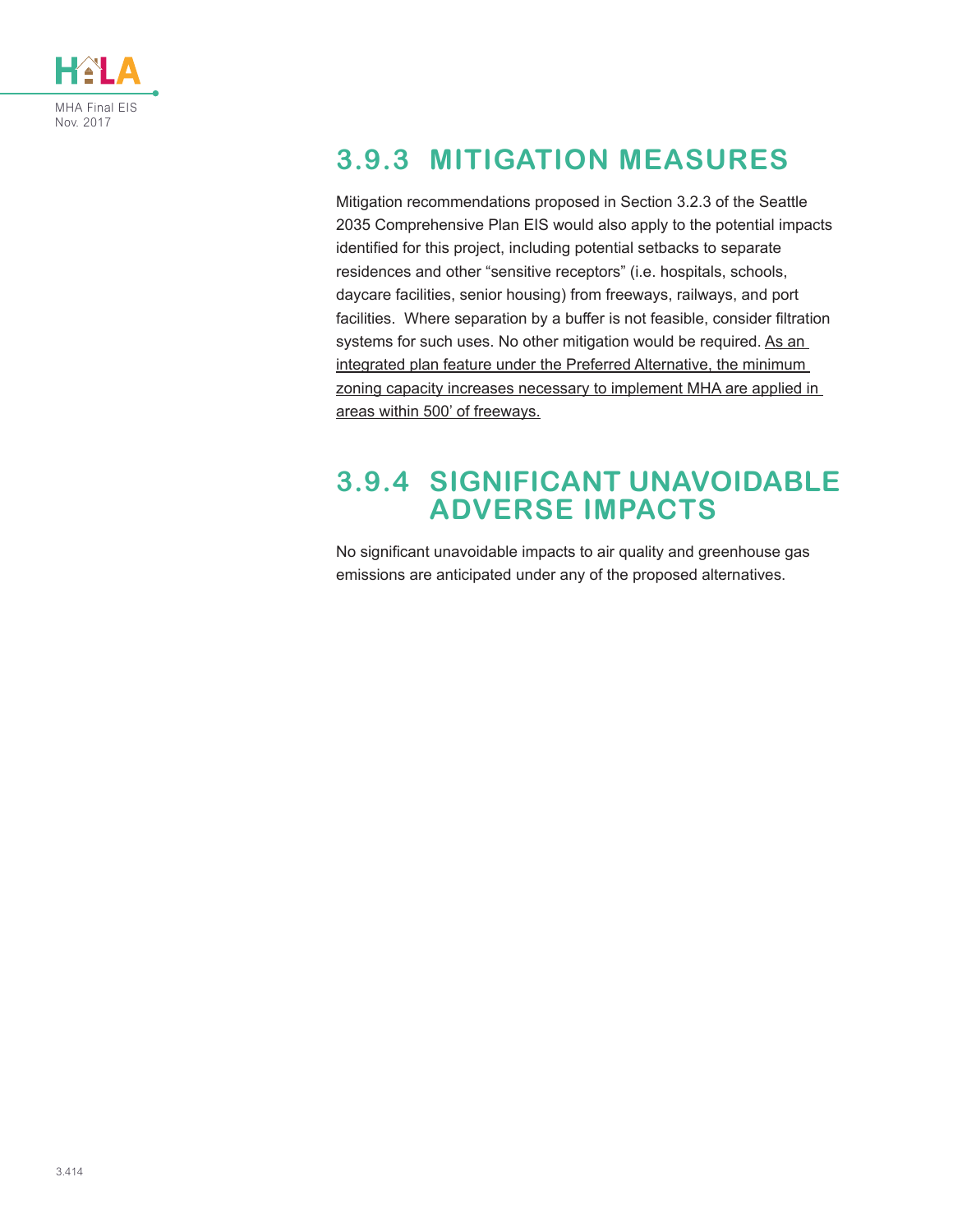## 3.9.3 MITIGATION MEASURES

Mitigation recommendations proposed in Section 3.2.3 of the Seattle 2035 Comprehensive Plan EIS would also apply to the potential impacts identified for this project, including potential setbacks to separate residences and other "sensitive receptors" (i.e. hospitals, schools, daycare facilities, senior housing) from freeways, railways, and port facilities. Where separation by a buffer is not feasible, consider filtration systems for such uses. No other mitigation would be required. <u>As an integrated plan feature under the Preferred Alternative, the minimum zoning capacity increases necessary to implement MHA are applied in areas within 500' of freeways.</u>

## 3.9.4 SIGNIFICANT UNAVOIDABLE ADVERSE IMPACTS

No significant unavoidable impacts to air quality and greenhouse gas emissions are anticipated under any of the proposed alternatives.